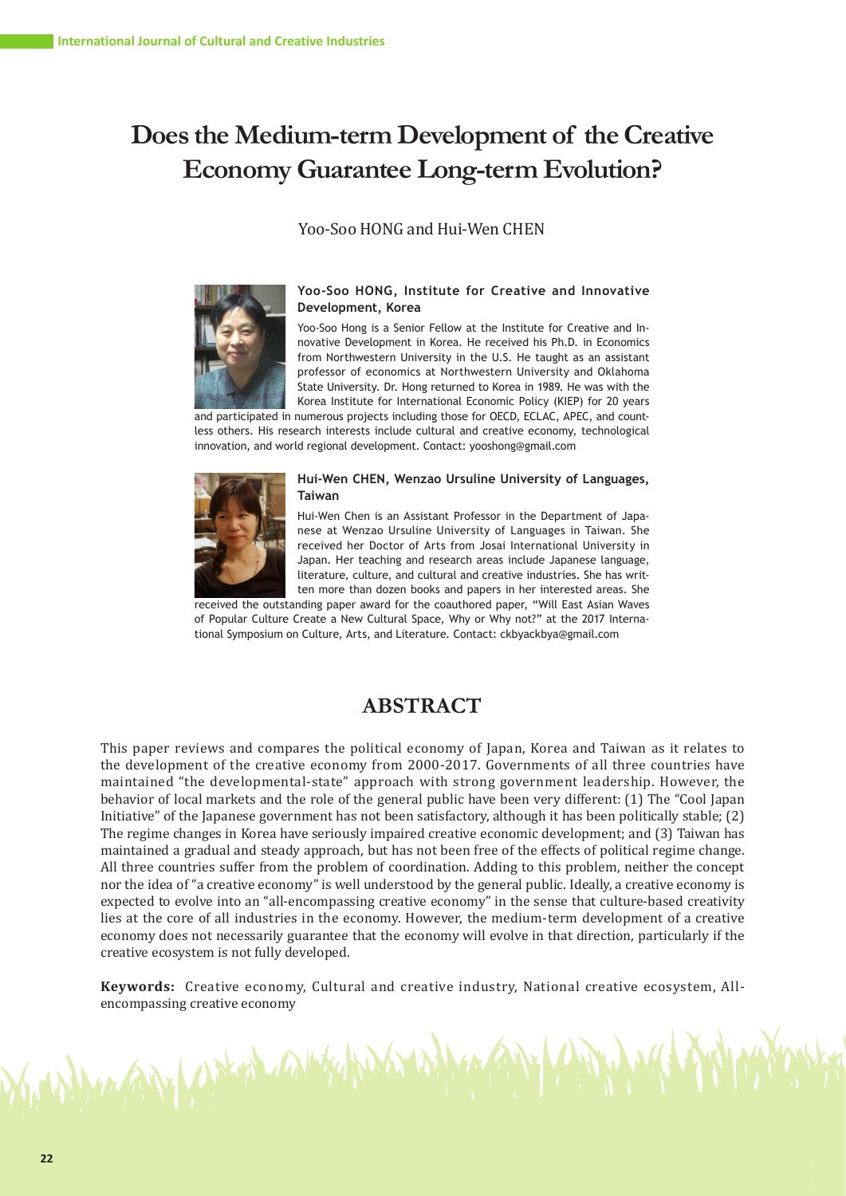# Does the Medium-term Development of the Creative Economy Guarantee Long-term Evolution?

Yoo-Soo HONG and Hui-Wen CHEN

**Yoo-Soo HONG, Institute for Creative and Innovative Development, Korea**

Yoo-Soo Hong is a Senior Fellow at the Institute for Creative and Innovative Development in Korea. He received his Ph.D. in Economics from Northwestern University in the U.S. He taught as an assistant professor of economics at Northwestern University and Oklahoma State University. Dr. Hong returned to Korea in 1989. He was with the Korea Institute for International Economic Policy (KIEP) for 20 years and participated in numerous projects including those for OECD, ECLAC, APEC, and countless others. His research interests include cultural and creative economy, technological innovation, and world regional development. Contact: yooshong@gmail.com

**Hui-Wen CHEN, Wenzao Ursuline University of Languages, Taiwan**

Hui-Wen Chen is an Assistant Professor in the Department of Japanese at Wenzao Ursuline University of Languages in Taiwan. She received her Doctor of Arts from Josai International University in Japan. Her teaching and research areas include Japanese language, literature, culture, and cultural and creative industries. She has written more than dozen books and papers in her interested areas. She received the outstanding paper award for the coauthored paper, "Will East Asian Waves of Popular Culture Create a New Cultural Space, Why or Why not?" at the 2017 International Symposium on Culture, Arts, and Literature. Contact: ckbyackbya@gmail.com

## ABSTRACT

This paper reviews and compares the political economy of Japan, Korea and Taiwan as it relates to the development of the creative economy from 2000-2017. Governments of all three countries have maintained "the developmental-state" approach with strong government leadership. However, the behavior of local markets and the role of the general public have been very different: (1) The "Cool Japan Initiative" of the Japanese government has not been satisfactory, although it has been politically stable; (2) The regime changes in Korea have seriously impaired creative economic development; and (3) Taiwan has maintained a gradual and steady approach, but has not been free of the effects of political regime change. All three countries suffer from the problem of coordination. Adding to this problem, neither the concept nor the idea of "a creative economy" is well understood by the general public. Ideally, a creative economy is expected to evolve into an "all-encompassing creative economy" in the sense that culture-based creativity lies at the core of all industries in the economy. However, the medium-term development of a creative economy does not necessarily guarantee that the economy will evolve in that direction, particularly if the creative ecosystem is not fully developed.

**Keywords:** Creative economy, Cultural and creative industry, National creative ecosystem, All-encompassing creative economy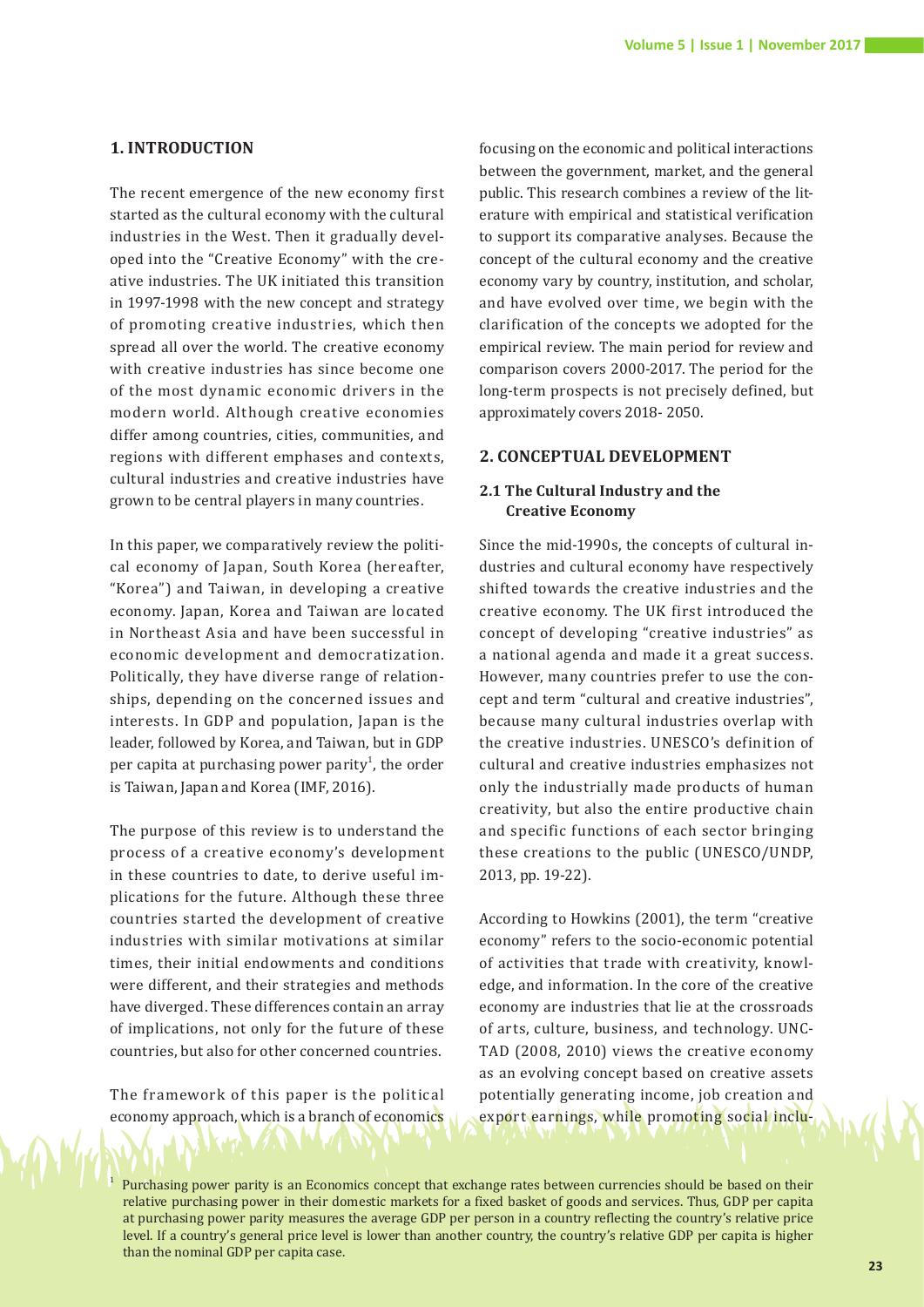## 1. INTRODUCTION

The recent emergence of the new economy first started as the cultural economy with the cultural industries in the West. Then it gradually developed into the "Creative Economy" with the creative industries. The UK initiated this transition in 1997-1998 with the new concept and strategy of promoting creative industries, which then spread all over the world. The creative economy with creative industries has since become one of the most dynamic economic drivers in the modern world. Although creative economies differ among countries, cities, communities, and regions with different emphases and contexts, cultural industries and creative industries have grown to be central players in many countries.

In this paper, we comparatively review the political economy of Japan, South Korea (hereafter, "Korea") and Taiwan, in developing a creative economy. Japan, Korea and Taiwan are located in Northeast Asia and have been successful in economic development and democratization. Politically, they have diverse range of relationships, depending on the concerned issues and interests. In GDP and population, Japan is the leader, followed by Korea, and Taiwan, but in GDP per capita at purchasing power parity[1], the order is Taiwan, Japan and Korea (IMF, 2016).

The purpose of this review is to understand the process of a creative economy's development in these countries to date, to derive useful implications for the future. Although these three countries started the development of creative industries with similar motivations at similar times, their initial endowments and conditions were different, and their strategies and methods have diverged. These differences contain an array of implications, not only for the future of these countries, but also for other concerned countries.

The framework of this paper is the political economy approach, which is a branch of economics focusing on the economic and political interactions between the government, market, and the general public. This research combines a review of the literature with empirical and statistical verification to support its comparative analyses. Because the concept of the cultural economy and the creative economy vary by country, institution, and scholar, and have evolved over time, we begin with the clarification of the concepts we adopted for the empirical review. The main period for review and comparison covers 2000-2017. The period for the long-term prospects is not precisely defined, but approximately covers 2018- 2050.

## 2. CONCEPTUAL DEVELOPMENT

### 2.1 The Cultural Industry and the Creative Economy

Since the mid-1990s, the concepts of cultural industries and cultural economy have respectively shifted towards the creative industries and the creative economy. The UK first introduced the concept of developing "creative industries" as a national agenda and made it a great success. However, many countries prefer to use the concept and term "cultural and creative industries", because many cultural industries overlap with the creative industries. UNESCO's definition of cultural and creative industries emphasizes not only the industrially made products of human creativity, but also the entire productive chain and specific functions of each sector bringing these creations to the public (UNESCO/UNDP, 2013, pp. 19-22).

According to Howkins (2001), the term "creative economy" refers to the socio-economic potential of activities that trade with creativity, knowledge, and information. In the core of the creative economy are industries that lie at the crossroads of arts, culture, business, and technology. UNCTAD (2008, 2010) views the creative economy as an evolving concept based on creative assets potentially generating income, job creation and export earnings, while promoting social inclu-

[1] Purchasing power parity is an Economics concept that exchange rates between currencies should be based on their relative purchasing power in their domestic markets for a fixed basket of goods and services. Thus, GDP per capita at purchasing power parity measures the average GDP per person in a country reflecting the country's relative price level. If a country's general price level is lower than another country, the country's relative GDP per capita is higher than the nominal GDP per capita case.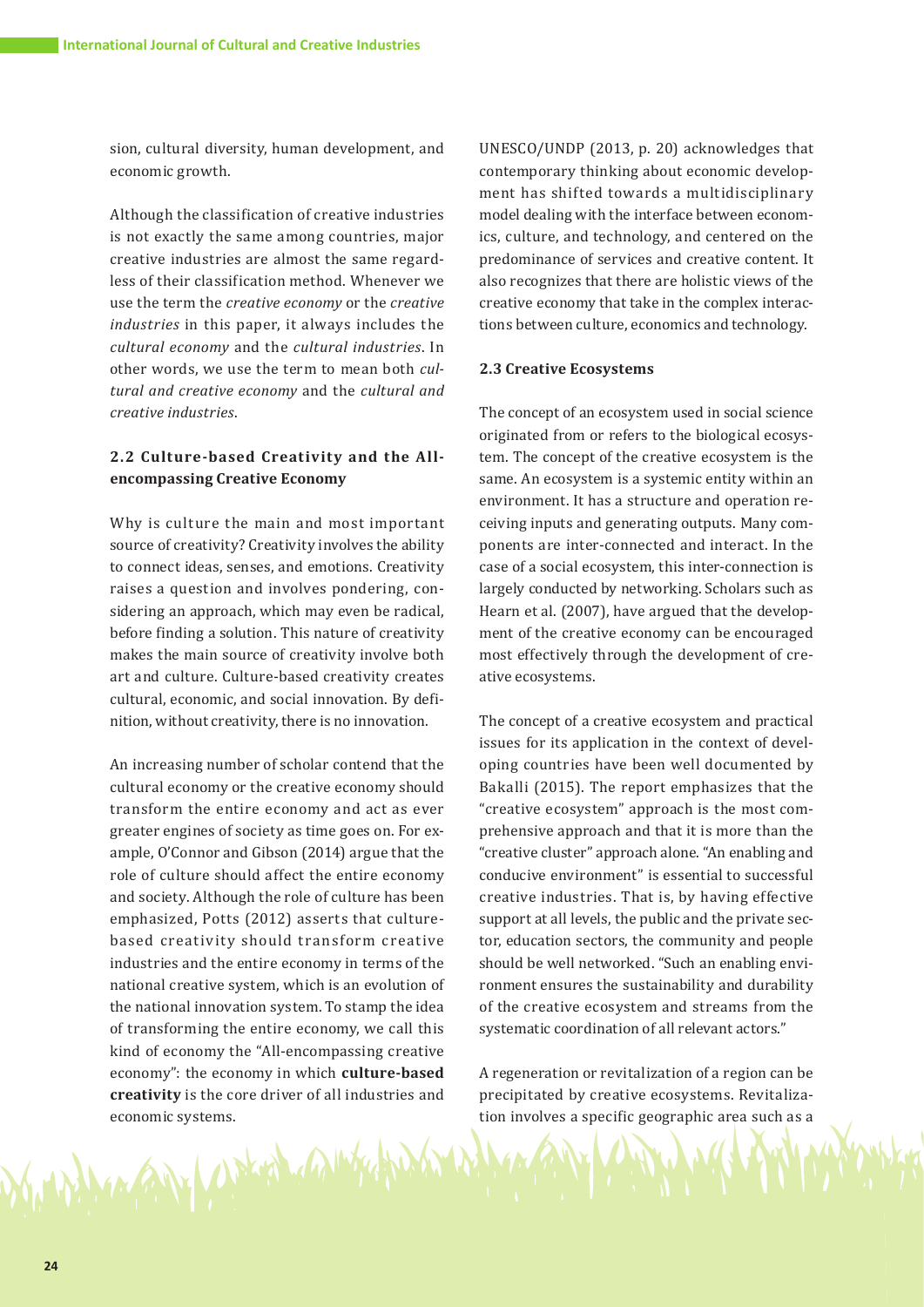sion, cultural diversity, human development, and economic growth.

Although the classification of creative industries is not exactly the same among countries, major creative industries are almost the same regardless of their classification method. Whenever we use the term the *creative economy* or the *creative industries* in this paper, it always includes the *cultural economy* and the *cultural industries*. In other words, we use the term to mean both *cultural and creative economy* and the *cultural and creative industries*.

### 2.2 Culture-based Creativity and the All-encompassing Creative Economy

Why is culture the main and most important source of creativity? Creativity involves the ability to connect ideas, senses, and emotions. Creativity raises a question and involves pondering, considering an approach, which may even be radical, before finding a solution. This nature of creativity makes the main source of creativity involve both art and culture. Culture-based creativity creates cultural, economic, and social innovation. By definition, without creativity, there is no innovation.

An increasing number of scholar contend that the cultural economy or the creative economy should transform the entire economy and act as ever greater engines of society as time goes on. For example, O'Connor and Gibson (2014) argue that the role of culture should affect the entire economy and society. Although the role of culture has been emphasized, Potts (2012) asserts that culture-based creativity should transform creative industries and the entire economy in terms of the national creative system, which is an evolution of the national innovation system. To stamp the idea of transforming the entire economy, we call this kind of economy the "All-encompassing creative economy": the economy in which **culture-based creativity** is the core driver of all industries and economic systems.

UNESCO/UNDP (2013, p. 20) acknowledges that contemporary thinking about economic development has shifted towards a multidisciplinary model dealing with the interface between economics, culture, and technology, and centered on the predominance of services and creative content. It also recognizes that there are holistic views of the creative economy that take in the complex interactions between culture, economics and technology.

### 2.3 Creative Ecosystems

The concept of an ecosystem used in social science originated from or refers to the biological ecosystem. The concept of the creative ecosystem is the same. An ecosystem is a systemic entity within an environment. It has a structure and operation receiving inputs and generating outputs. Many components are inter-connected and interact. In the case of a social ecosystem, this inter-connection is largely conducted by networking. Scholars such as Hearn et al. (2007), have argued that the development of the creative economy can be encouraged most effectively through the development of creative ecosystems.

The concept of a creative ecosystem and practical issues for its application in the context of developing countries have been well documented by Bakalli (2015). The report emphasizes that the "creative ecosystem" approach is the most comprehensive approach and that it is more than the "creative cluster" approach alone. "An enabling and conducive environment" is essential to successful creative industries. That is, by having effective support at all levels, the public and the private sector, education sectors, the community and people should be well networked. "Such an enabling environment ensures the sustainability and durability of the creative ecosystem and streams from the systematic coordination of all relevant actors."

A regeneration or revitalization of a region can be precipitated by creative ecosystems. Revitalization involves a specific geographic area such as a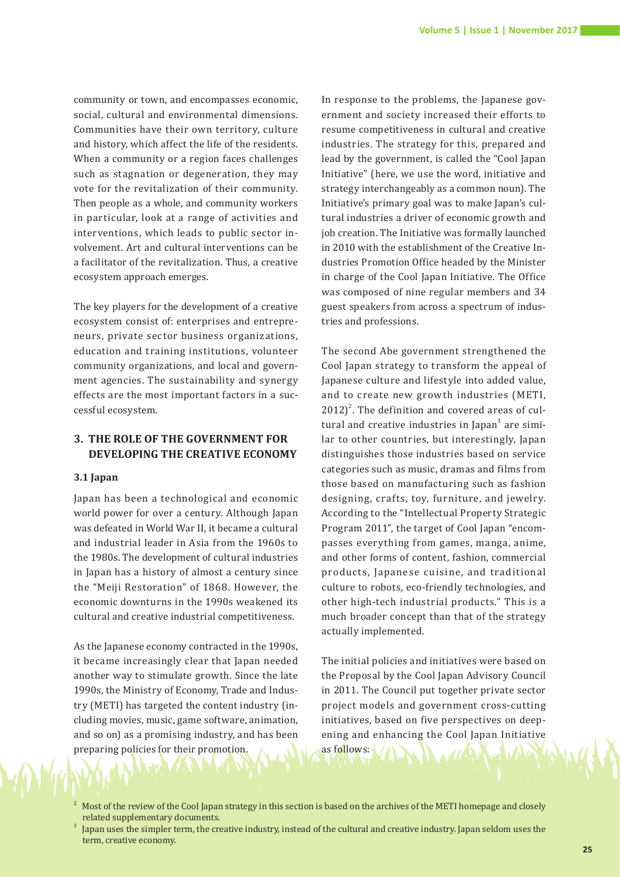community or town, and encompasses economic, social, cultural and environmental dimensions. Communities have their own territory, culture and history, which affect the life of the residents. When a community or a region faces challenges such as stagnation or degeneration, they may vote for the revitalization of their community. Then people as a whole, and community workers in particular, look at a range of activities and interventions, which leads to public sector involvement. Art and cultural interventions can be a facilitator of the revitalization. Thus, a creative ecosystem approach emerges.

The key players for the development of a creative ecosystem consist of: enterprises and entrepreneurs, private sector business organizations, education and training institutions, volunteer community organizations, and local and government agencies. The sustainability and synergy effects are the most important factors in a successful ecosystem.

## 3. THE ROLE OF THE GOVERNMENT FOR DEVELOPING THE CREATIVE ECONOMY

### 3.1 Japan

Japan has been a technological and economic world power for over a century. Although Japan was defeated in World War II, it became a cultural and industrial leader in Asia from the 1960s to the 1980s. The development of cultural industries in Japan has a history of almost a century since the "Meiji Restoration" of 1868. However, the economic downturns in the 1990s weakened its cultural and creative industrial competitiveness.

As the Japanese economy contracted in the 1990s, it became increasingly clear that Japan needed another way to stimulate growth. Since the late 1990s, the Ministry of Economy, Trade and Industry (METI) has targeted the content industry (including movies, music, game software, animation, and so on) as a promising industry, and has been preparing policies for their promotion.

In response to the problems, the Japanese government and society increased their efforts to resume competitiveness in cultural and creative industries. The strategy for this, prepared and lead by the government, is called the "Cool Japan Initiative" (here, we use the word, initiative and strategy interchangeably as a common noun). The Initiative's primary goal was to make Japan's cultural industries a driver of economic growth and job creation. The Initiative was formally launched in 2010 with the establishment of the Creative Industries Promotion Office headed by the Minister in charge of the Cool Japan Initiative. The Office was composed of nine regular members and 34 guest speakers from across a spectrum of industries and professions.

The second Abe government strengthened the Cool Japan strategy to transform the appeal of Japanese culture and lifestyle into added value, and to create new growth industries (METI, 2012)[2]. The definition and covered areas of cultural and creative industries in Japan[3] are similar to other countries, but interestingly, Japan distinguishes those industries based on service categories such as music, dramas and films from those based on manufacturing such as fashion designing, crafts, toy, furniture, and jewelry. According to the "Intellectual Property Strategic Program 2011", the target of Cool Japan "encompasses everything from games, manga, anime, and other forms of content, fashion, commercial products, Japanese cuisine, and traditional culture to robots, eco-friendly technologies, and other high-tech industrial products." This is a much broader concept than that of the strategy actually implemented.

The initial policies and initiatives were based on the Proposal by the Cool Japan Advisory Council in 2011. The Council put together private sector project models and government cross-cutting initiatives, based on five perspectives on deepening and enhancing the Cool Japan Initiative as follows:

[2] Most of the review of the Cool Japan strategy in this section is based on the archives of the METI homepage and closely related supplementary documents.

[3] Japan uses the simpler term, the creative industry, instead of the cultural and creative industry. Japan seldom uses the term, creative economy.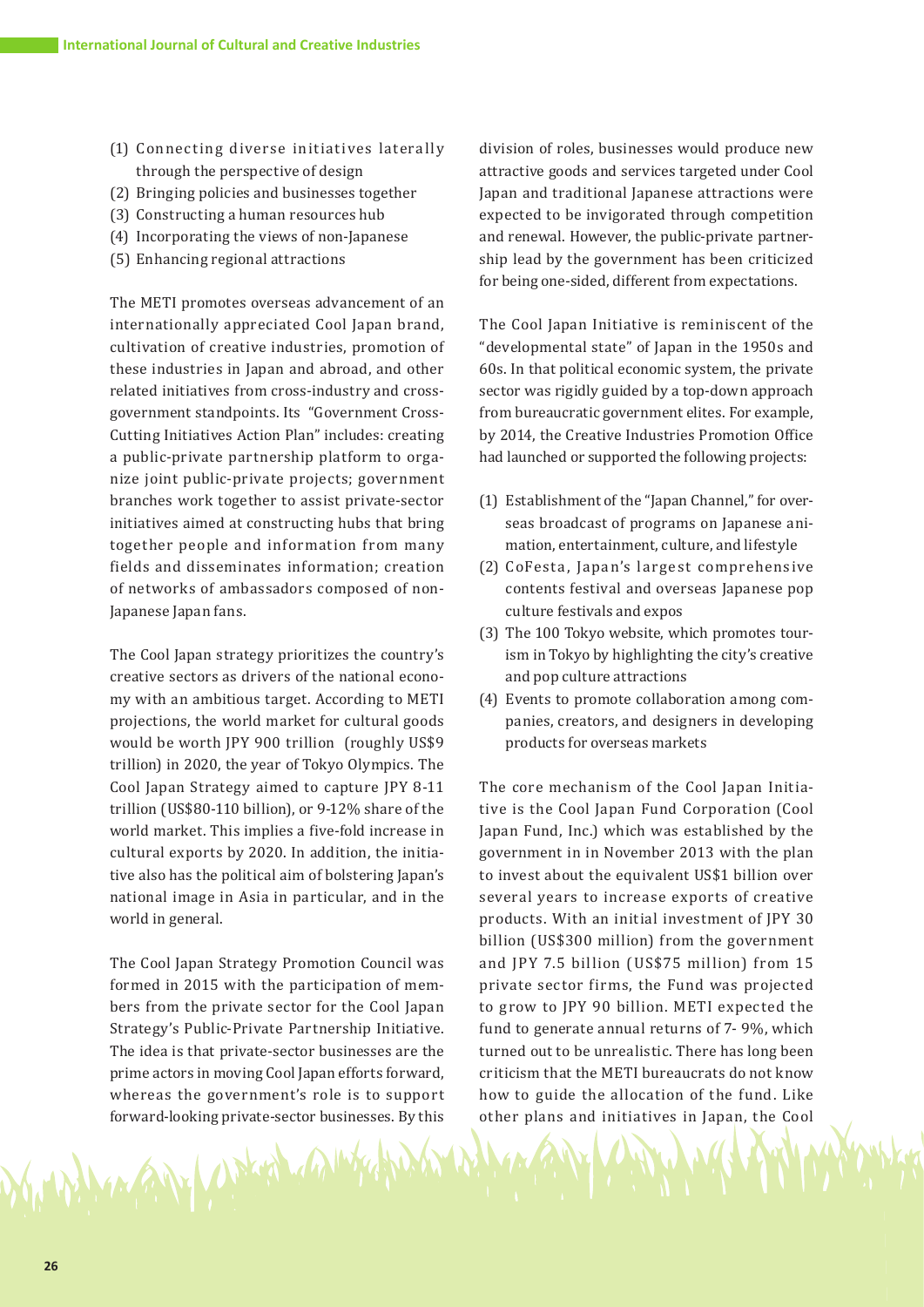(1) Connecting diverse initiatives laterally through the perspective of design
(2) Bringing policies and businesses together
(3) Constructing a human resources hub
(4) Incorporating the views of non-Japanese
(5) Enhancing regional attractions

The METI promotes overseas advancement of an internationally appreciated Cool Japan brand, cultivation of creative industries, promotion of these industries in Japan and abroad, and other related initiatives from cross-industry and cross-government standpoints. Its "Government Cross-Cutting Initiatives Action Plan" includes: creating a public-private partnership platform to organize joint public-private projects; government branches work together to assist private-sector initiatives aimed at constructing hubs that bring together people and information from many fields and disseminates information; creation of networks of ambassadors composed of non-Japanese Japan fans.

The Cool Japan strategy prioritizes the country's creative sectors as drivers of the national economy with an ambitious target. According to METI projections, the world market for cultural goods would be worth JPY 900 trillion (roughly US$9 trillion) in 2020, the year of Tokyo Olympics. The Cool Japan Strategy aimed to capture JPY 8-11 trillion (US$80-110 billion), or 9-12% share of the world market. This implies a five-fold increase in cultural exports by 2020. In addition, the initiative also has the political aim of bolstering Japan's national image in Asia in particular, and in the world in general.

The Cool Japan Strategy Promotion Council was formed in 2015 with the participation of members from the private sector for the Cool Japan Strategy's Public-Private Partnership Initiative. The idea is that private-sector businesses are the prime actors in moving Cool Japan efforts forward, whereas the government's role is to support forward-looking private-sector businesses. By this division of roles, businesses would produce new attractive goods and services targeted under Cool Japan and traditional Japanese attractions were expected to be invigorated through competition and renewal. However, the public-private partnership lead by the government has been criticized for being one-sided, different from expectations.

The Cool Japan Initiative is reminiscent of the "developmental state" of Japan in the 1950s and 60s. In that political economic system, the private sector was rigidly guided by a top-down approach from bureaucratic government elites. For example, by 2014, the Creative Industries Promotion Office had launched or supported the following projects:

(1) Establishment of the "Japan Channel," for overseas broadcast of programs on Japanese animation, entertainment, culture, and lifestyle
(2) CoFesta, Japan's largest comprehensive contents festival and overseas Japanese pop culture festivals and expos
(3) The 100 Tokyo website, which promotes tourism in Tokyo by highlighting the city's creative and pop culture attractions
(4) Events to promote collaboration among companies, creators, and designers in developing products for overseas markets

The core mechanism of the Cool Japan Initiative is the Cool Japan Fund Corporation (Cool Japan Fund, Inc.) which was established by the government in in November 2013 with the plan to invest about the equivalent US$1 billion over several years to increase exports of creative products. With an initial investment of JPY 30 billion (US$300 million) from the government and JPY 7.5 billion (US$75 million) from 15 private sector firms, the Fund was projected to grow to JPY 90 billion. METI expected the fund to generate annual returns of 7- 9%, which turned out to be unrealistic. There has long been criticism that the METI bureaucrats do not know how to guide the allocation of the fund. Like other plans and initiatives in Japan, the Cool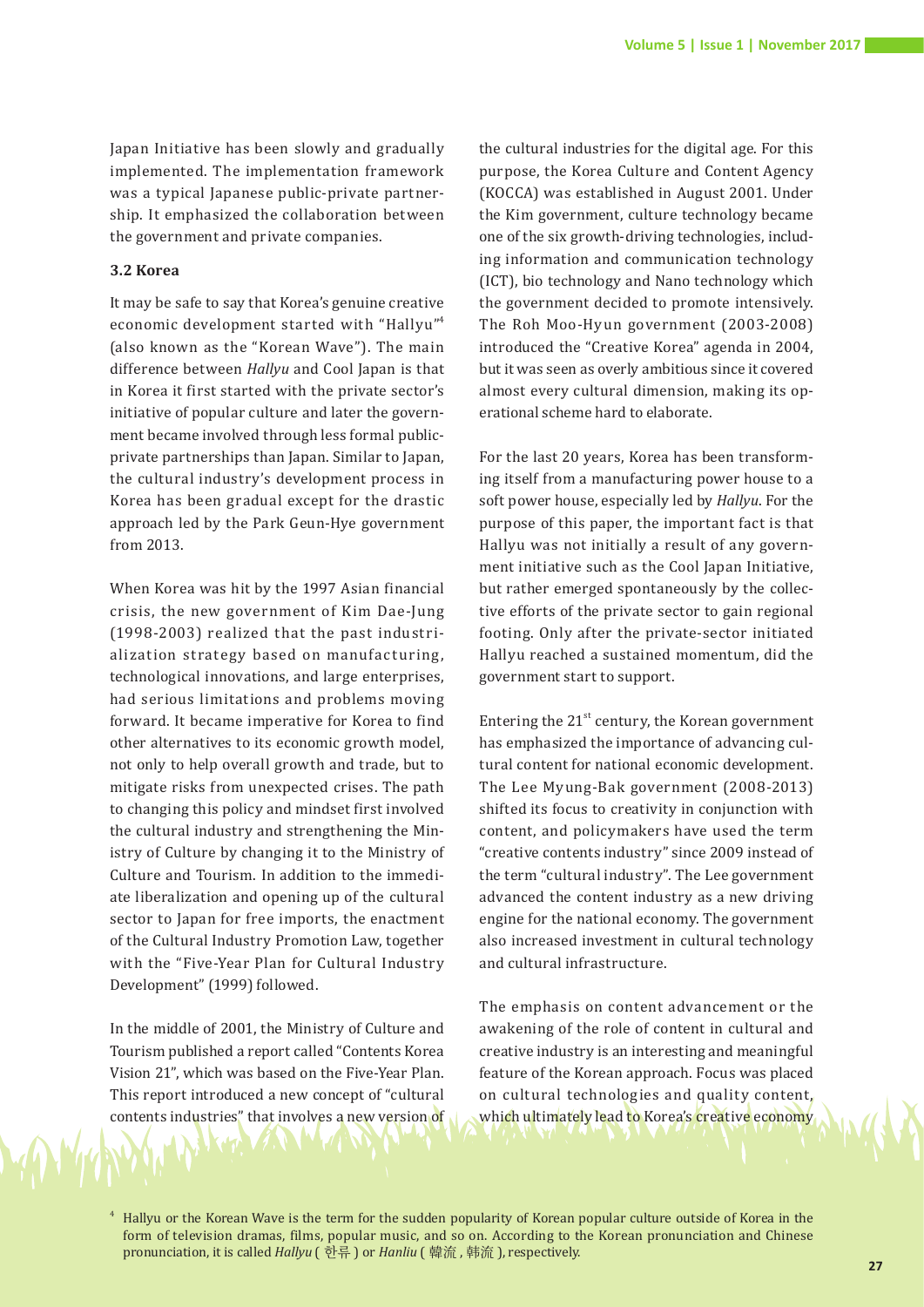Japan Initiative has been slowly and gradually implemented. The implementation framework was a typical Japanese public-private partnership. It emphasized the collaboration between the government and private companies.

### 3.2 Korea

It may be safe to say that Korea's genuine creative economic development started with "Hallyu"[4] (also known as the "Korean Wave"). The main difference between *Hallyu* and Cool Japan is that in Korea it first started with the private sector's initiative of popular culture and later the government became involved through less formal public-private partnerships than Japan. Similar to Japan, the cultural industry's development process in Korea has been gradual except for the drastic approach led by the Park Geun-Hye government from 2013.

When Korea was hit by the 1997 Asian financial crisis, the new government of Kim Dae-Jung (1998-2003) realized that the past industrialization strategy based on manufacturing, technological innovations, and large enterprises, had serious limitations and problems moving forward. It became imperative for Korea to find other alternatives to its economic growth model, not only to help overall growth and trade, but to mitigate risks from unexpected crises. The path to changing this policy and mindset first involved the cultural industry and strengthening the Ministry of Culture by changing it to the Ministry of Culture and Tourism. In addition to the immediate liberalization and opening up of the cultural sector to Japan for free imports, the enactment of the Cultural Industry Promotion Law, together with the "Five-Year Plan for Cultural Industry Development" (1999) followed.

In the middle of 2001, the Ministry of Culture and Tourism published a report called "Contents Korea Vision 21", which was based on the Five-Year Plan. This report introduced a new concept of "cultural contents industries" that involves a new version of the cultural industries for the digital age. For this purpose, the Korea Culture and Content Agency (KOCCA) was established in August 2001. Under the Kim government, culture technology became one of the six growth-driving technologies, including information and communication technology (ICT), bio technology and Nano technology which the government decided to promote intensively. The Roh Moo-Hyun government (2003-2008) introduced the "Creative Korea" agenda in 2004, but it was seen as overly ambitious since it covered almost every cultural dimension, making its operational scheme hard to elaborate.

For the last 20 years, Korea has been transforming itself from a manufacturing power house to a soft power house, especially led by *Hallyu*. For the purpose of this paper, the important fact is that Hallyu was not initially a result of any government initiative such as the Cool Japan Initiative, but rather emerged spontaneously by the collective efforts of the private sector to gain regional footing. Only after the private-sector initiated Hallyu reached a sustained momentum, did the government start to support.

Entering the 21st century, the Korean government has emphasized the importance of advancing cultural content for national economic development. The Lee Myung-Bak government (2008-2013) shifted its focus to creativity in conjunction with content, and policymakers have used the term "creative contents industry" since 2009 instead of the term "cultural industry". The Lee government advanced the content industry as a new driving engine for the national economy. The government also increased investment in cultural technology and cultural infrastructure.

The emphasis on content advancement or the awakening of the role of content in cultural and creative industry is an interesting and meaningful feature of the Korean approach. Focus was placed on cultural technologies and quality content, which ultimately lead to Korea's creative economy

[4] Hallyu or the Korean Wave is the term for the sudden popularity of Korean popular culture outside of Korea in the form of television dramas, films, popular music, and so on. According to the Korean pronunciation and Chinese pronunciation, it is called *Hallyu* ( 한류 ) or *Hanliu* ( 韓流 , 韩流 ), respectively.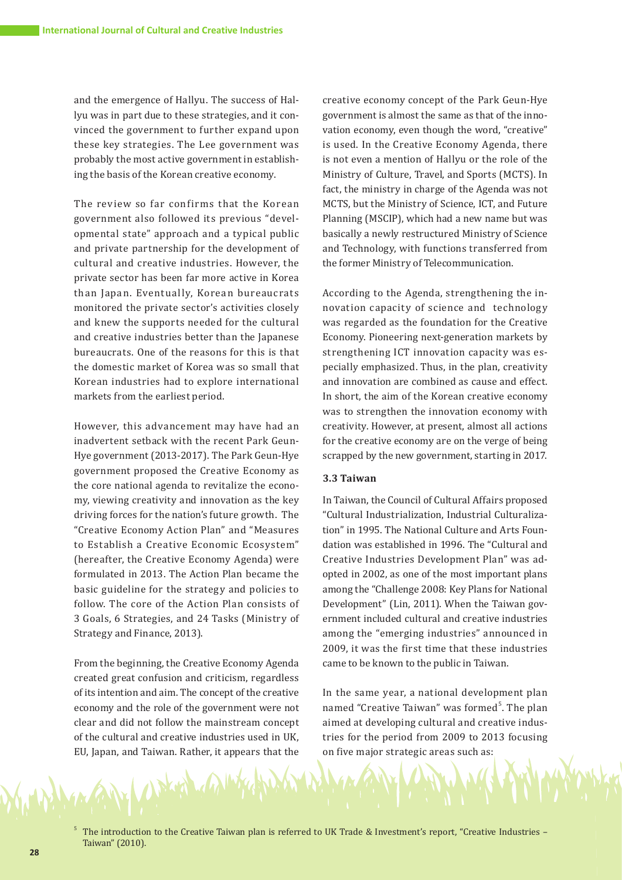and the emergence of Hallyu. The success of Hallyu was in part due to these strategies, and it convinced the government to further expand upon these key strategies. The Lee government was probably the most active government in establishing the basis of the Korean creative economy.

The review so far confirms that the Korean government also followed its previous "developmental state" approach and a typical public and private partnership for the development of cultural and creative industries. However, the private sector has been far more active in Korea than Japan. Eventually, Korean bureaucrats monitored the private sector's activities closely and knew the supports needed for the cultural and creative industries better than the Japanese bureaucrats. One of the reasons for this is that the domestic market of Korea was so small that Korean industries had to explore international markets from the earliest period.

However, this advancement may have had an inadvertent setback with the recent Park Geun-Hye government (2013-2017). The Park Geun-Hye government proposed the Creative Economy as the core national agenda to revitalize the economy, viewing creativity and innovation as the key driving forces for the nation's future growth. The "Creative Economy Action Plan" and "Measures to Establish a Creative Economic Ecosystem" (hereafter, the Creative Economy Agenda) were formulated in 2013. The Action Plan became the basic guideline for the strategy and policies to follow. The core of the Action Plan consists of 3 Goals, 6 Strategies, and 24 Tasks (Ministry of Strategy and Finance, 2013).

From the beginning, the Creative Economy Agenda created great confusion and criticism, regardless of its intention and aim. The concept of the creative economy and the role of the government were not clear and did not follow the mainstream concept of the cultural and creative industries used in UK, EU, Japan, and Taiwan. Rather, it appears that the creative economy concept of the Park Geun-Hye government is almost the same as that of the innovation economy, even though the word, "creative" is used. In the Creative Economy Agenda, there is not even a mention of Hallyu or the role of the Ministry of Culture, Travel, and Sports (MCTS). In fact, the ministry in charge of the Agenda was not MCTS, but the Ministry of Science, ICT, and Future Planning (MSCIP), which had a new name but was basically a newly restructured Ministry of Science and Technology, with functions transferred from the former Ministry of Telecommunication.

According to the Agenda, strengthening the innovation capacity of science and technology was regarded as the foundation for the Creative Economy. Pioneering next-generation markets by strengthening ICT innovation capacity was especially emphasized. Thus, in the plan, creativity and innovation are combined as cause and effect. In short, the aim of the Korean creative economy was to strengthen the innovation economy with creativity. However, at present, almost all actions for the creative economy are on the verge of being scrapped by the new government, starting in 2017.

### 3.3 Taiwan

In Taiwan, the Council of Cultural Affairs proposed "Cultural Industrialization, Industrial Culturalization" in 1995. The National Culture and Arts Foundation was established in 1996. The "Cultural and Creative Industries Development Plan" was adopted in 2002, as one of the most important plans among the "Challenge 2008: Key Plans for National Development" (Lin, 2011). When the Taiwan government included cultural and creative industries among the "emerging industries" announced in 2009, it was the first time that these industries came to be known to the public in Taiwan.

In the same year, a national development plan named "Creative Taiwan" was formed[5]. The plan aimed at developing cultural and creative industries for the period from 2009 to 2013 focusing on five major strategic areas such as:

[5] The introduction to the Creative Taiwan plan is referred to UK Trade & Investment's report, "Creative Industries – Taiwan" (2010).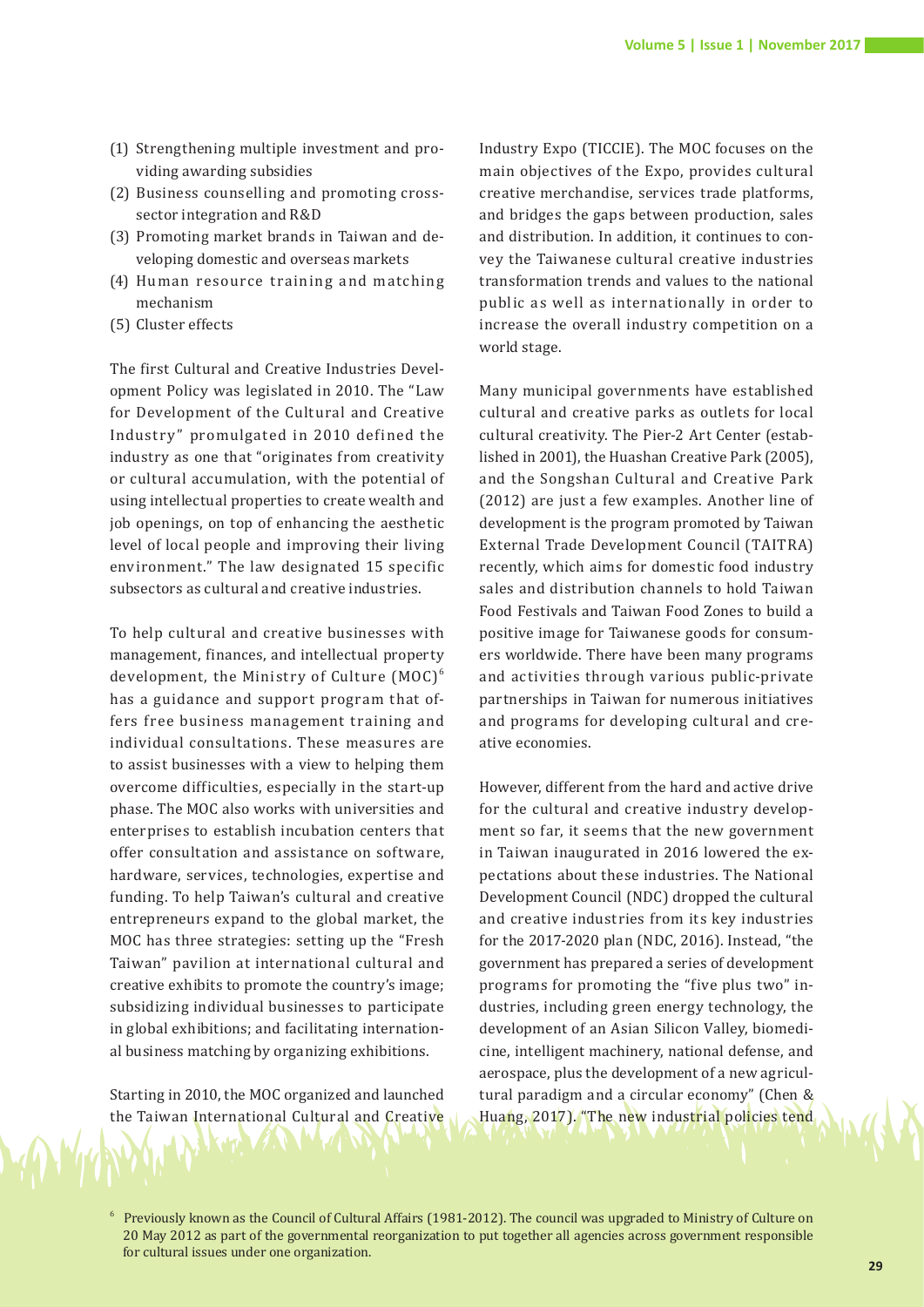(1) Strengthening multiple investment and providing awarding subsidies
(2) Business counselling and promoting cross-sector integration and R&D
(3) Promoting market brands in Taiwan and developing domestic and overseas markets
(4) Human resource training and matching mechanism
(5) Cluster effects

The first Cultural and Creative Industries Development Policy was legislated in 2010. The "Law for Development of the Cultural and Creative Industry" promulgated in 2010 defined the industry as one that "originates from creativity or cultural accumulation, with the potential of using intellectual properties to create wealth and job openings, on top of enhancing the aesthetic level of local people and improving their living environment." The law designated 15 specific subsectors as cultural and creative industries.

To help cultural and creative businesses with management, finances, and intellectual property development, the Ministry of Culture (MOC)[6] has a guidance and support program that offers free business management training and individual consultations. These measures are to assist businesses with a view to helping them overcome difficulties, especially in the start-up phase. The MOC also works with universities and enterprises to establish incubation centers that offer consultation and assistance on software, hardware, services, technologies, expertise and funding. To help Taiwan's cultural and creative entrepreneurs expand to the global market, the MOC has three strategies: setting up the "Fresh Taiwan" pavilion at international cultural and creative exhibits to promote the country's image; subsidizing individual businesses to participate in global exhibitions; and facilitating international business matching by organizing exhibitions.

Starting in 2010, the MOC organized and launched the Taiwan International Cultural and Creative Industry Expo (TICCIE). The MOC focuses on the main objectives of the Expo, provides cultural creative merchandise, services trade platforms, and bridges the gaps between production, sales and distribution. In addition, it continues to convey the Taiwanese cultural creative industries transformation trends and values to the national public as well as internationally in order to increase the overall industry competition on a world stage.

Many municipal governments have established cultural and creative parks as outlets for local cultural creativity. The Pier-2 Art Center (established in 2001), the Huashan Creative Park (2005), and the Songshan Cultural and Creative Park (2012) are just a few examples. Another line of development is the program promoted by Taiwan External Trade Development Council (TAITRA) recently, which aims for domestic food industry sales and distribution channels to hold Taiwan Food Festivals and Taiwan Food Zones to build a positive image for Taiwanese goods for consumers worldwide. There have been many programs and activities through various public-private partnerships in Taiwan for numerous initiatives and programs for developing cultural and creative economies.

However, different from the hard and active drive for the cultural and creative industry development so far, it seems that the new government in Taiwan inaugurated in 2016 lowered the expectations about these industries. The National Development Council (NDC) dropped the cultural and creative industries from its key industries for the 2017-2020 plan (NDC, 2016). Instead, "the government has prepared a series of development programs for promoting the "five plus two" industries, including green energy technology, the development of an Asian Silicon Valley, biomedicine, intelligent machinery, national defense, and aerospace, plus the development of a new agricultural paradigm and a circular economy" (Chen & Huang, 2017). "The new industrial policies tend

[6] Previously known as the Council of Cultural Affairs (1981-2012). The council was upgraded to Ministry of Culture on 20 May 2012 as part of the governmental reorganization to put together all agencies across government responsible for cultural issues under one organization.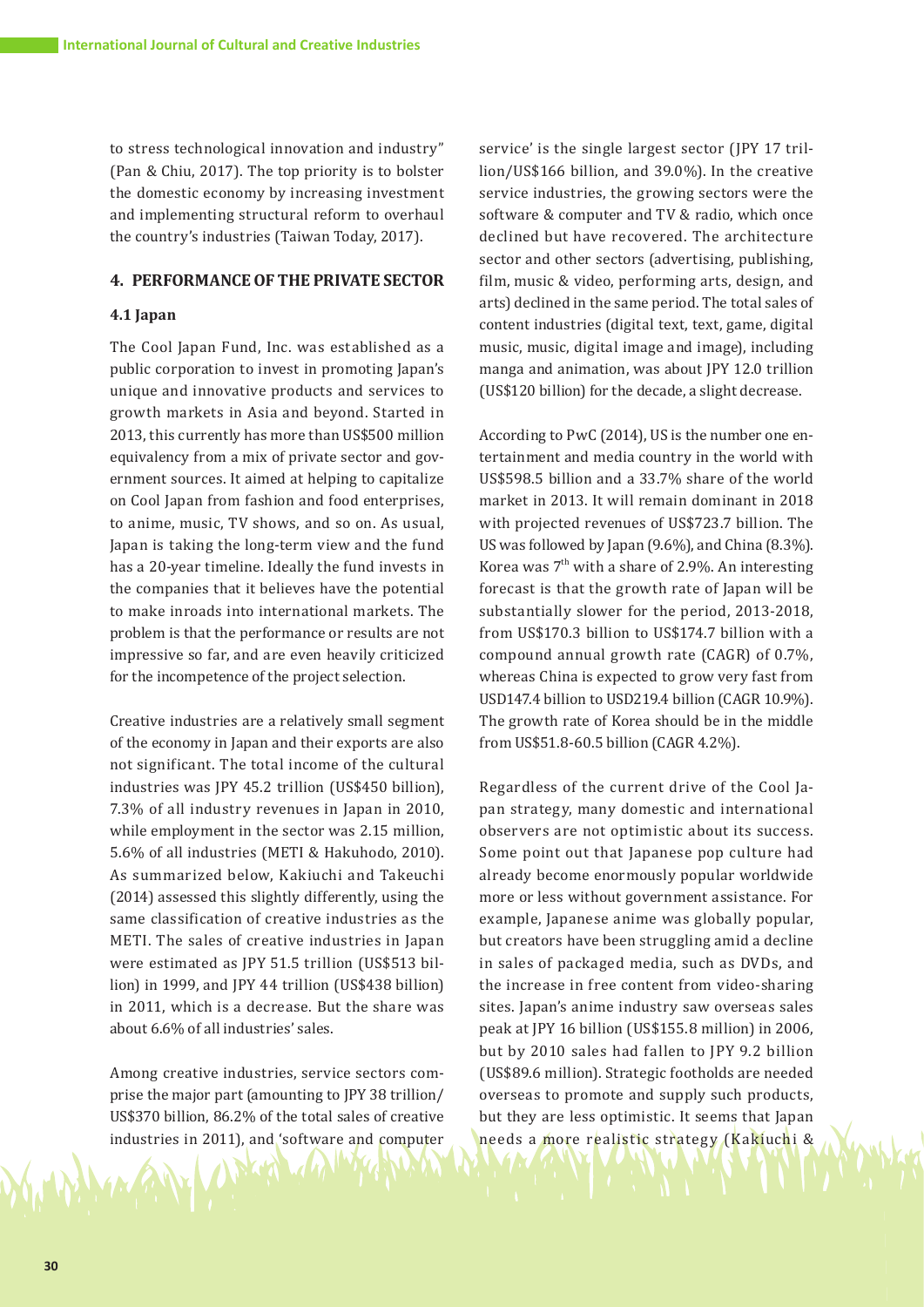to stress technological innovation and industry" (Pan & Chiu, 2017). The top priority is to bolster the domestic economy by increasing investment and implementing structural reform to overhaul the country's industries (Taiwan Today, 2017).

## 4. PERFORMANCE OF THE PRIVATE SECTOR

### 4.1 Japan

The Cool Japan Fund, Inc. was established as a public corporation to invest in promoting Japan's unique and innovative products and services to growth markets in Asia and beyond. Started in 2013, this currently has more than US$500 million equivalency from a mix of private sector and government sources. It aimed at helping to capitalize on Cool Japan from fashion and food enterprises, to anime, music, TV shows, and so on. As usual, Japan is taking the long-term view and the fund has a 20-year timeline. Ideally the fund invests in the companies that it believes have the potential to make inroads into international markets. The problem is that the performance or results are not impressive so far, and are even heavily criticized for the incompetence of the project selection.

Creative industries are a relatively small segment of the economy in Japan and their exports are also not significant. The total income of the cultural industries was JPY 45.2 trillion (US$450 billion), 7.3% of all industry revenues in Japan in 2010, while employment in the sector was 2.15 million, 5.6% of all industries (METI & Hakuhodo, 2010). As summarized below, Kakiuchi and Takeuchi (2014) assessed this slightly differently, using the same classification of creative industries as the METI. The sales of creative industries in Japan were estimated as JPY 51.5 trillion (US$513 billion) in 1999, and JPY 44 trillion (US$438 billion) in 2011, which is a decrease. But the share was about 6.6% of all industries' sales.

Among creative industries, service sectors comprise the major part (amounting to JPY 38 trillion/ US$370 billion, 86.2% of the total sales of creative industries in 2011), and 'software and computer service' is the single largest sector (JPY 17 trillion/US$166 billion, and 39.0%). In the creative service industries, the growing sectors were the software & computer and TV & radio, which once declined but have recovered. The architecture sector and other sectors (advertising, publishing, film, music & video, performing arts, design, and arts) declined in the same period. The total sales of content industries (digital text, text, game, digital music, music, digital image and image), including manga and animation, was about JPY 12.0 trillion (US$120 billion) for the decade, a slight decrease.

According to PwC (2014), US is the number one entertainment and media country in the world with US$598.5 billion and a 33.7% share of the world market in 2013. It will remain dominant in 2018 with projected revenues of US$723.7 billion. The US was followed by Japan (9.6%), and China (8.3%). Korea was 7th with a share of 2.9%. An interesting forecast is that the growth rate of Japan will be substantially slower for the period, 2013-2018, from US$170.3 billion to US$174.7 billion with a compound annual growth rate (CAGR) of 0.7%, whereas China is expected to grow very fast from USD147.4 billion to USD219.4 billion (CAGR 10.9%). The growth rate of Korea should be in the middle from US$51.8-60.5 billion (CAGR 4.2%).

Regardless of the current drive of the Cool Japan strategy, many domestic and international observers are not optimistic about its success. Some point out that Japanese pop culture had already become enormously popular worldwide more or less without government assistance. For example, Japanese anime was globally popular, but creators have been struggling amid a decline in sales of packaged media, such as DVDs, and the increase in free content from video-sharing sites. Japan's anime industry saw overseas sales peak at JPY 16 billion (US$155.8 million) in 2006, but by 2010 sales had fallen to JPY 9.2 billion (US$89.6 million). Strategic footholds are needed overseas to promote and supply such products, but they are less optimistic. It seems that Japan needs a more realistic strategy (Kakiuchi &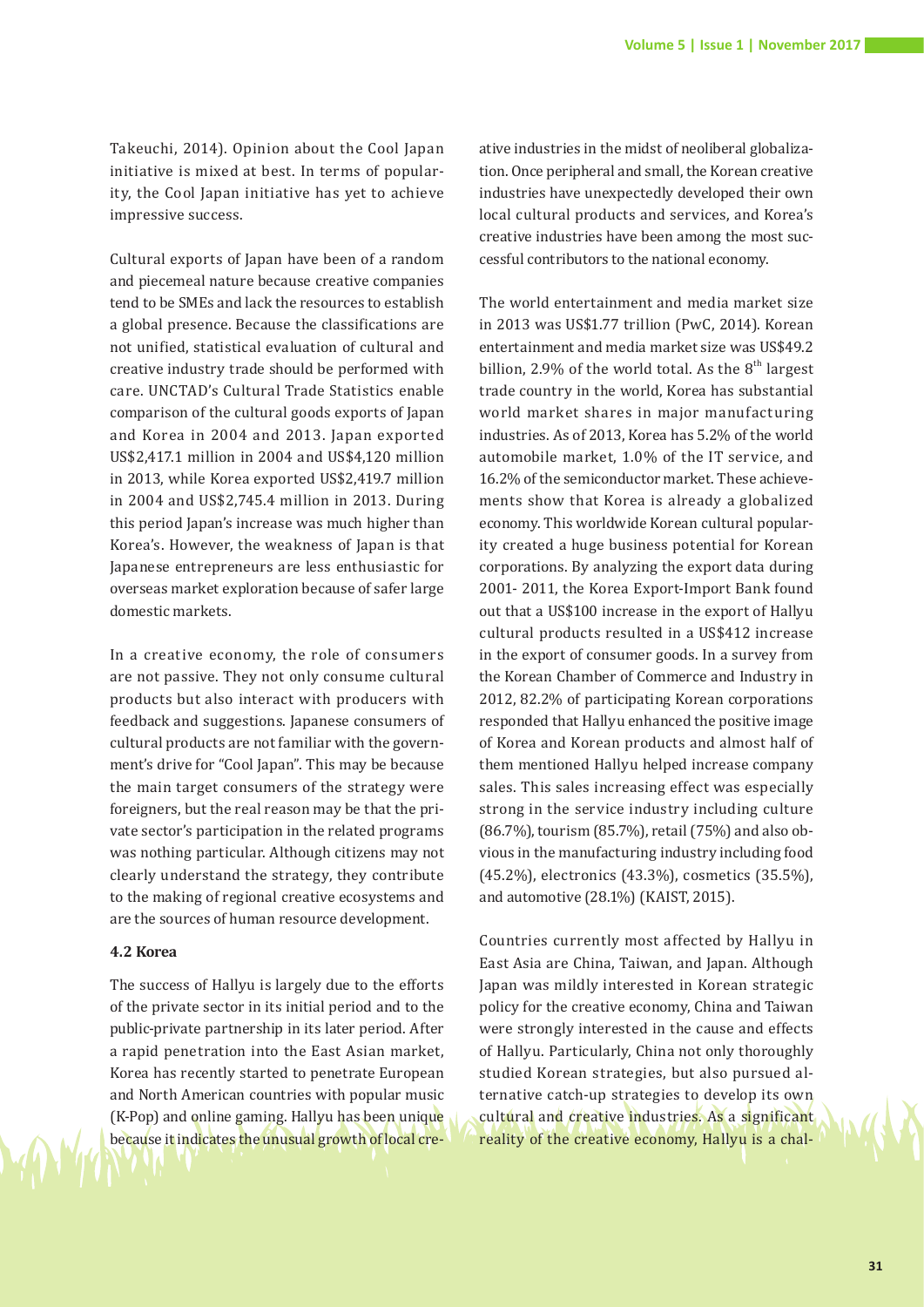Takeuchi, 2014). Opinion about the Cool Japan initiative is mixed at best. In terms of popularity, the Cool Japan initiative has yet to achieve impressive success.

Cultural exports of Japan have been of a random and piecemeal nature because creative companies tend to be SMEs and lack the resources to establish a global presence. Because the classifications are not unified, statistical evaluation of cultural and creative industry trade should be performed with care. UNCTAD's Cultural Trade Statistics enable comparison of the cultural goods exports of Japan and Korea in 2004 and 2013. Japan exported US$2,417.1 million in 2004 and US$4,120 million in 2013, while Korea exported US$2,419.7 million in 2004 and US$2,745.4 million in 2013. During this period Japan's increase was much higher than Korea's. However, the weakness of Japan is that Japanese entrepreneurs are less enthusiastic for overseas market exploration because of safer large domestic markets.

In a creative economy, the role of consumers are not passive. They not only consume cultural products but also interact with producers with feedback and suggestions. Japanese consumers of cultural products are not familiar with the government's drive for "Cool Japan". This may be because the main target consumers of the strategy were foreigners, but the real reason may be that the private sector's participation in the related programs was nothing particular. Although citizens may not clearly understand the strategy, they contribute to the making of regional creative ecosystems and are the sources of human resource development.

### 4.2 Korea

The success of Hallyu is largely due to the efforts of the private sector in its initial period and to the public-private partnership in its later period. After a rapid penetration into the East Asian market, Korea has recently started to penetrate European and North American countries with popular music (K-Pop) and online gaming. Hallyu has been unique because it indicates the unusual growth of local creative industries in the midst of neoliberal globalization. Once peripheral and small, the Korean creative industries have unexpectedly developed their own local cultural products and services, and Korea's creative industries have been among the most successful contributors to the national economy.

The world entertainment and media market size in 2013 was US$1.77 trillion (PwC, 2014). Korean entertainment and media market size was US$49.2 billion, 2.9% of the world total. As the 8th largest trade country in the world, Korea has substantial world market shares in major manufacturing industries. As of 2013, Korea has 5.2% of the world automobile market, 1.0% of the IT service, and 16.2% of the semiconductor market. These achievements show that Korea is already a globalized economy. This worldwide Korean cultural popularity created a huge business potential for Korean corporations. By analyzing the export data during 2001- 2011, the Korea Export-Import Bank found out that a US$100 increase in the export of Hallyu cultural products resulted in a US$412 increase in the export of consumer goods. In a survey from the Korean Chamber of Commerce and Industry in 2012, 82.2% of participating Korean corporations responded that Hallyu enhanced the positive image of Korea and Korean products and almost half of them mentioned Hallyu helped increase company sales. This sales increasing effect was especially strong in the service industry including culture (86.7%), tourism (85.7%), retail (75%) and also obvious in the manufacturing industry including food (45.2%), electronics (43.3%), cosmetics (35.5%), and automotive (28.1%) (KAIST, 2015).

Countries currently most affected by Hallyu in East Asia are China, Taiwan, and Japan. Although Japan was mildly interested in Korean strategic policy for the creative economy, China and Taiwan were strongly interested in the cause and effects of Hallyu. Particularly, China not only thoroughly studied Korean strategies, but also pursued alternative catch-up strategies to develop its own cultural and creative industries. As a significant reality of the creative economy, Hallyu is a chal-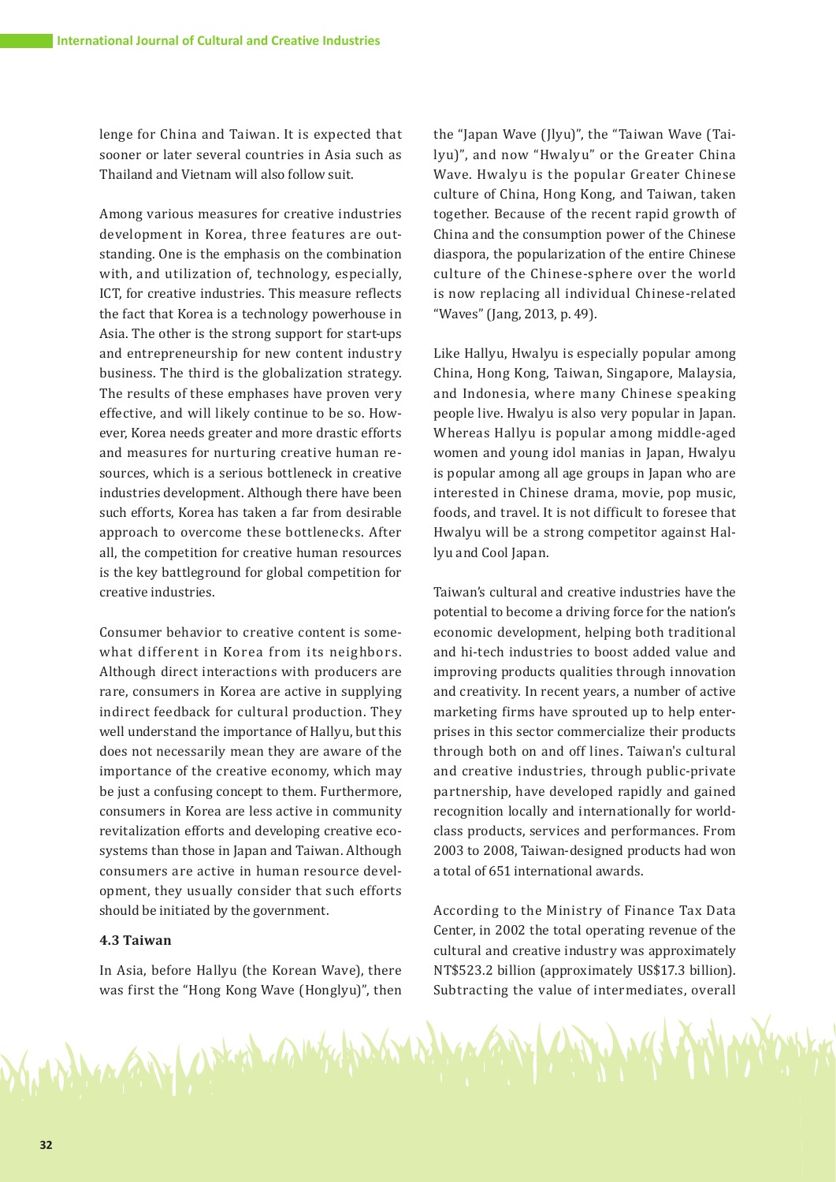lenge for China and Taiwan. It is expected that sooner or later several countries in Asia such as Thailand and Vietnam will also follow suit.

Among various measures for creative industries development in Korea, three features are outstanding. One is the emphasis on the combination with, and utilization of, technology, especially, ICT, for creative industries. This measure reflects the fact that Korea is a technology powerhouse in Asia. The other is the strong support for start-ups and entrepreneurship for new content industry business. The third is the globalization strategy. The results of these emphases have proven very effective, and will likely continue to be so. However, Korea needs greater and more drastic efforts and measures for nurturing creative human resources, which is a serious bottleneck in creative industries development. Although there have been such efforts, Korea has taken a far from desirable approach to overcome these bottlenecks. After all, the competition for creative human resources is the key battleground for global competition for creative industries.

Consumer behavior to creative content is somewhat different in Korea from its neighbors. Although direct interactions with producers are rare, consumers in Korea are active in supplying indirect feedback for cultural production. They well understand the importance of Hallyu, but this does not necessarily mean they are aware of the importance of the creative economy, which may be just a confusing concept to them. Furthermore, consumers in Korea are less active in community revitalization efforts and developing creative ecosystems than those in Japan and Taiwan. Although consumers are active in human resource development, they usually consider that such efforts should be initiated by the government.

### 4.3 Taiwan

In Asia, before Hallyu (the Korean Wave), there was first the "Hong Kong Wave (Honglyu)", then the "Japan Wave (Jlyu)", the "Taiwan Wave (Tailyu)", and now "Hwalyu" or the Greater China Wave. Hwalyu is the popular Greater Chinese culture of China, Hong Kong, and Taiwan, taken together. Because of the recent rapid growth of China and the consumption power of the Chinese diaspora, the popularization of the entire Chinese culture of the Chinese-sphere over the world is now replacing all individual Chinese-related "Waves" (Jang, 2013, p. 49).

Like Hallyu, Hwalyu is especially popular among China, Hong Kong, Taiwan, Singapore, Malaysia, and Indonesia, where many Chinese speaking people live. Hwalyu is also very popular in Japan. Whereas Hallyu is popular among middle-aged women and young idol manias in Japan, Hwalyu is popular among all age groups in Japan who are interested in Chinese drama, movie, pop music, foods, and travel. It is not difficult to foresee that Hwalyu will be a strong competitor against Hallyu and Cool Japan.

Taiwan's cultural and creative industries have the potential to become a driving force for the nation's economic development, helping both traditional and hi-tech industries to boost added value and improving products qualities through innovation and creativity. In recent years, a number of active marketing firms have sprouted up to help enterprises in this sector commercialize their products through both on and off lines. Taiwan's cultural and creative industries, through public-private partnership, have developed rapidly and gained recognition locally and internationally for world-class products, services and performances. From 2003 to 2008, Taiwan-designed products had won a total of 651 international awards.

According to the Ministry of Finance Tax Data Center, in 2002 the total operating revenue of the cultural and creative industry was approximately NT$523.2 billion (approximately US$17.3 billion). Subtracting the value of intermediates, overall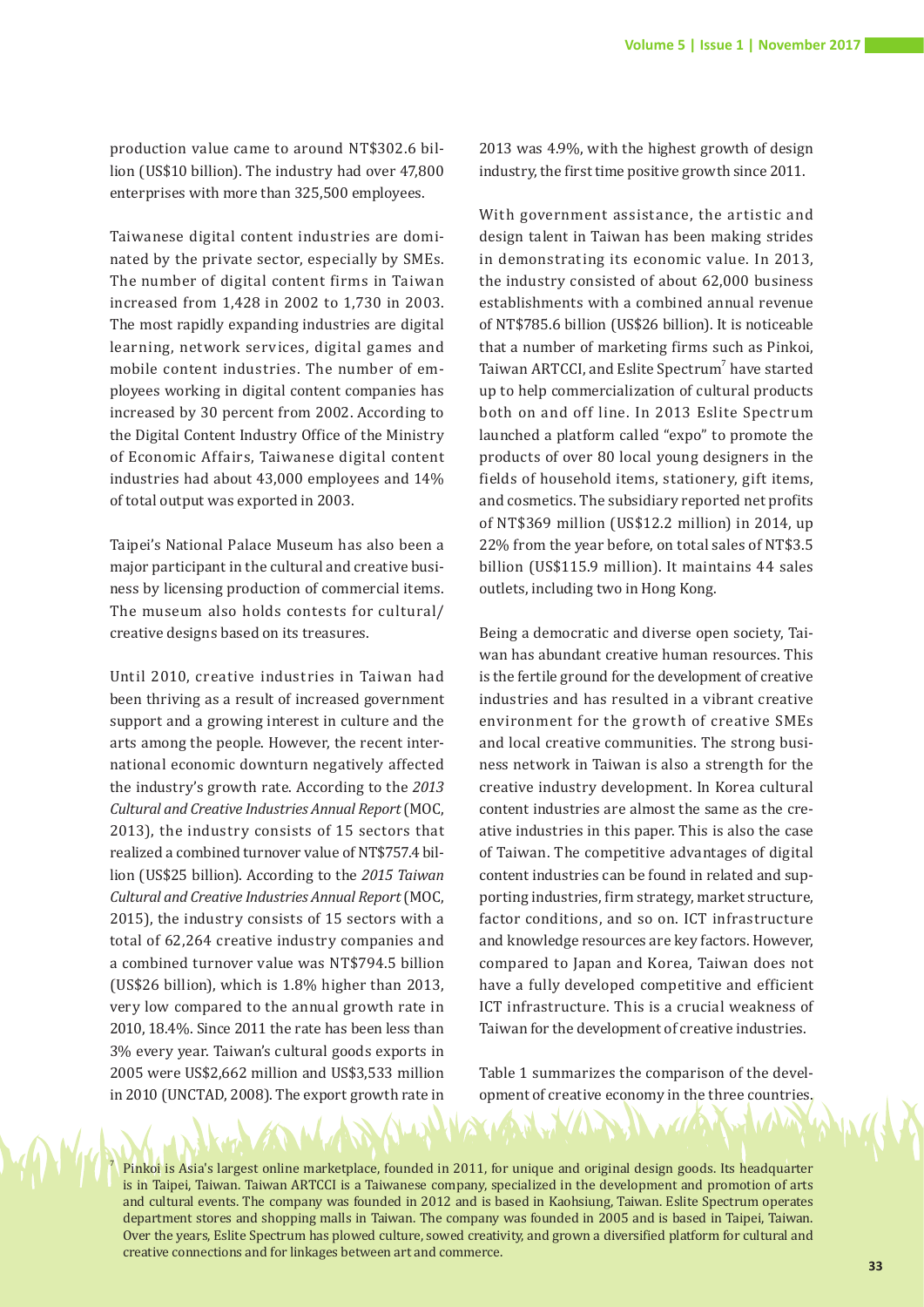production value came to around NT$302.6 billion (US$10 billion). The industry had over 47,800 enterprises with more than 325,500 employees.

Taiwanese digital content industries are dominated by the private sector, especially by SMEs. The number of digital content firms in Taiwan increased from 1,428 in 2002 to 1,730 in 2003. The most rapidly expanding industries are digital learning, network services, digital games and mobile content industries. The number of employees working in digital content companies has increased by 30 percent from 2002. According to the Digital Content Industry Office of the Ministry of Economic Affairs, Taiwanese digital content industries had about 43,000 employees and 14% of total output was exported in 2003.

Taipei's National Palace Museum has also been a major participant in the cultural and creative business by licensing production of commercial items. The museum also holds contests for cultural/creative designs based on its treasures.

Until 2010, creative industries in Taiwan had been thriving as a result of increased government support and a growing interest in culture and the arts among the people. However, the recent international economic downturn negatively affected the industry's growth rate. According to the *2013 Cultural and Creative Industries Annual Report* (MOC, 2013), the industry consists of 15 sectors that realized a combined turnover value of NT$757.4 billion (US$25 billion). According to the *2015 Taiwan Cultural and Creative Industries Annual Report* (MOC, 2015), the industry consists of 15 sectors with a total of 62,264 creative industry companies and a combined turnover value was NT$794.5 billion (US$26 billion), which is 1.8% higher than 2013, very low compared to the annual growth rate in 2010, 18.4%. Since 2011 the rate has been less than 3% every year. Taiwan's cultural goods exports in 2005 were US$2,662 million and US$3,533 million in 2010 (UNCTAD, 2008). The export growth rate in 2013 was 4.9%, with the highest growth of design industry, the first time positive growth since 2011.

With government assistance, the artistic and design talent in Taiwan has been making strides in demonstrating its economic value. In 2013, the industry consisted of about 62,000 business establishments with a combined annual revenue of NT$785.6 billion (US$26 billion). It is noticeable that a number of marketing firms such as Pinkoi, Taiwan ARTCCI, and Eslite Spectrum[7] have started up to help commercialization of cultural products both on and off line. In 2013 Eslite Spectrum launched a platform called "expo" to promote the products of over 80 local young designers in the fields of household items, stationery, gift items, and cosmetics. The subsidiary reported net profits of NT$369 million (US$12.2 million) in 2014, up 22% from the year before, on total sales of NT$3.5 billion (US$115.9 million). It maintains 44 sales outlets, including two in Hong Kong.

Being a democratic and diverse open society, Taiwan has abundant creative human resources. This is the fertile ground for the development of creative industries and has resulted in a vibrant creative environment for the growth of creative SMEs and local creative communities. The strong business network in Taiwan is also a strength for the creative industry development. In Korea cultural content industries are almost the same as the creative industries in this paper. This is also the case of Taiwan. The competitive advantages of digital content industries can be found in related and supporting industries, firm strategy, market structure, factor conditions, and so on. ICT infrastructure and knowledge resources are key factors. However, compared to Japan and Korea, Taiwan does not have a fully developed competitive and efficient ICT infrastructure. This is a crucial weakness of Taiwan for the development of creative industries.

Table 1 summarizes the comparison of the development of creative economy in the three countries.

[7] Pinkoi is Asia's largest online marketplace, founded in 2011, for unique and original design goods. Its headquarter is in Taipei, Taiwan. Taiwan ARTCCI is a Taiwanese company, specialized in the development and promotion of arts and cultural events. The company was founded in 2012 and is based in Kaohsiung, Taiwan. Eslite Spectrum operates department stores and shopping malls in Taiwan. The company was founded in 2005 and is based in Taipei, Taiwan. Over the years, Eslite Spectrum has plowed culture, sowed creativity, and grown a diversified platform for cultural and creative connections and for linkages between art and commerce.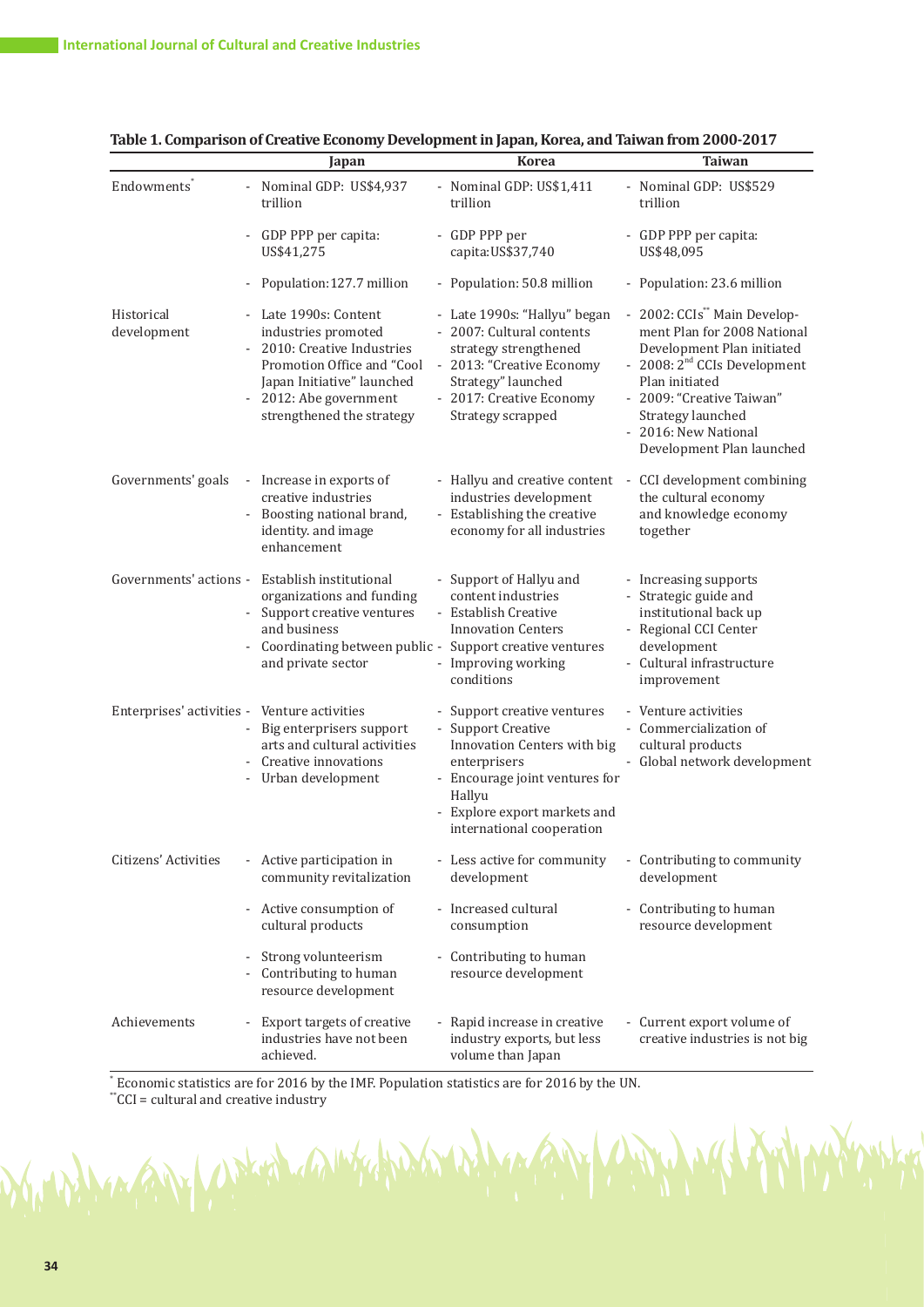**Table 1. Comparison of Creative Economy Development in Japan, Korea, and Taiwan from 2000-2017**

| | Japan | Korea | Taiwan |
|---|---|---|---|
| Endowments[*] | - Nominal GDP: US$4,937 trillion<br>- GDP PPP per capita: US$41,275<br>- Population: 127.7 million | - Nominal GDP: US$1,411 trillion<br>- GDP PPP per capita: US$37,740<br>- Population: 50.8 million | - Nominal GDP: US$529 trillion<br>- GDP PPP per capita: US$48,095<br>- Population: 23.6 million |
| Historical development | - Late 1990s: Content industries promoted<br>- 2010: Creative Industries Promotion Office and "Cool Japan Initiative" launched<br>- 2012: Abe government strengthened the strategy | - Late 1990s: "Hallyu" began<br>- 2007: Cultural contents strategy strengthened<br>- 2013: "Creative Economy Strategy" launched<br>- 2017: Creative Economy Strategy scrapped | - 2002: CCIs[**] Main Development Plan for 2008 National Development Plan initiated<br>- 2008: 2nd CCIs Development Plan initiated<br>- 2009: "Creative Taiwan" Strategy launched<br>- 2016: New National Development Plan launched |
| Governments' goals | - Increase in exports of creative industries<br>- Boosting national brand, identity. and image enhancement | - Hallyu and creative content industries development<br>- Establishing the creative economy for all industries | - CCI development combining the cultural economy and knowledge economy together |
| Governments' actions | - Establish institutional organizations and funding<br>- Support creative ventures and business<br>- Coordinating between public and private sector | - Support of Hallyu and content industries<br>- Establish Creative Innovation Centers<br>- Support creative ventures<br>- Improving working conditions | - Increasing supports<br>- Strategic guide and institutional back up<br>- Regional CCI Center development<br>- Cultural infrastructure improvement |
| Enterprises' activities | - Venture activities<br>- Big enterprisers support arts and cultural activities<br>- Creative innovations<br>- Urban development | - Support creative ventures<br>- Support Creative Innovation Centers with big enterprisers<br>- Encourage joint ventures for Hallyu<br>- Explore export markets and international cooperation | - Venture activities<br>- Commercialization of cultural products<br>- Global network development |
| Citizens' Activities | - Active participation in community revitalization<br>- Active consumption of cultural products<br>- Strong volunteerism<br>- Contributing to human resource development | - Less active for community development<br>- Increased cultural consumption<br>- Contributing to human resource development | - Contributing to community development<br>- Contributing to human resource development |
| Achievements | - Export targets of creative industries have not been achieved. | - Rapid increase in creative industry exports, but less volume than Japan | - Current export volume of creative industries is not big |

[*] Economic statistics are for 2016 by the IMF. Population statistics are for 2016 by the UN.
[**] CCI = cultural and creative industry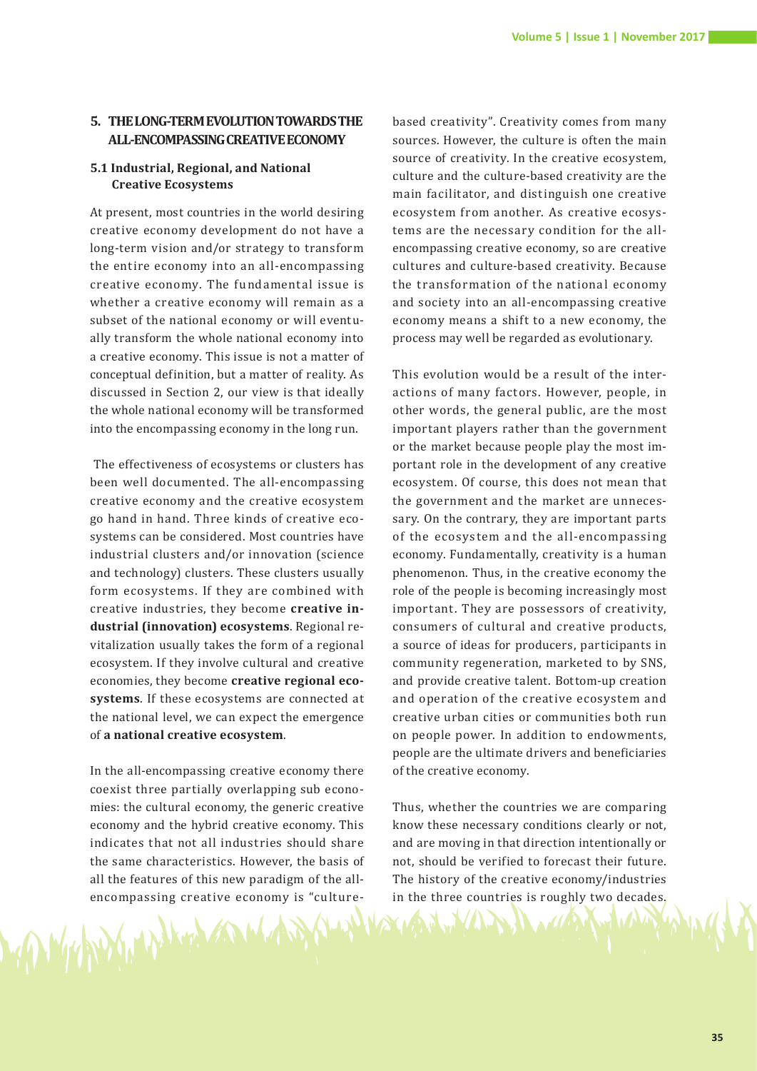## 5. THE LONG-TERM EVOLUTION TOWARDS THE ALL-ENCOMPASSING CREATIVE ECONOMY

### 5.1 Industrial, Regional, and National Creative Ecosystems

At present, most countries in the world desiring creative economy development do not have a long-term vision and/or strategy to transform the entire economy into an all-encompassing creative economy. The fundamental issue is whether a creative economy will remain as a subset of the national economy or will eventually transform the whole national economy into a creative economy. This issue is not a matter of conceptual definition, but a matter of reality. As discussed in Section 2, our view is that ideally the whole national economy will be transformed into the encompassing economy in the long run.

The effectiveness of ecosystems or clusters has been well documented. The all-encompassing creative economy and the creative ecosystem go hand in hand. Three kinds of creative ecosystems can be considered. Most countries have industrial clusters and/or innovation (science and technology) clusters. These clusters usually form ecosystems. If they are combined with creative industries, they become **creative industrial (innovation) ecosystems**. Regional revitalization usually takes the form of a regional ecosystem. If they involve cultural and creative economies, they become **creative regional ecosystems**. If these ecosystems are connected at the national level, we can expect the emergence of **a national creative ecosystem**.

In the all-encompassing creative economy there coexist three partially overlapping sub economies: the cultural economy, the generic creative economy and the hybrid creative economy. This indicates that not all industries should share the same characteristics. However, the basis of all the features of this new paradigm of the all-encompassing creative economy is "culture-based creativity". Creativity comes from many sources. However, the culture is often the main source of creativity. In the creative ecosystem, culture and the culture-based creativity are the main facilitator, and distinguish one creative ecosystem from another. As creative ecosystems are the necessary condition for the all-encompassing creative economy, so are creative cultures and culture-based creativity. Because the transformation of the national economy and society into an all-encompassing creative economy means a shift to a new economy, the process may well be regarded as evolutionary.

This evolution would be a result of the interactions of many factors. However, people, in other words, the general public, are the most important players rather than the government or the market because people play the most important role in the development of any creative ecosystem. Of course, this does not mean that the government and the market are unnecessary. On the contrary, they are important parts of the ecosystem and the all-encompassing economy. Fundamentally, creativity is a human phenomenon. Thus, in the creative economy the role of the people is becoming increasingly most important. They are possessors of creativity, consumers of cultural and creative products, a source of ideas for producers, participants in community regeneration, marketed to by SNS, and provide creative talent. Bottom-up creation and operation of the creative ecosystem and creative urban cities or communities both run on people power. In addition to endowments, people are the ultimate drivers and beneficiaries of the creative economy.

Thus, whether the countries we are comparing know these necessary conditions clearly or not, and are moving in that direction intentionally or not, should be verified to forecast their future. The history of the creative economy/industries in the three countries is roughly two decades.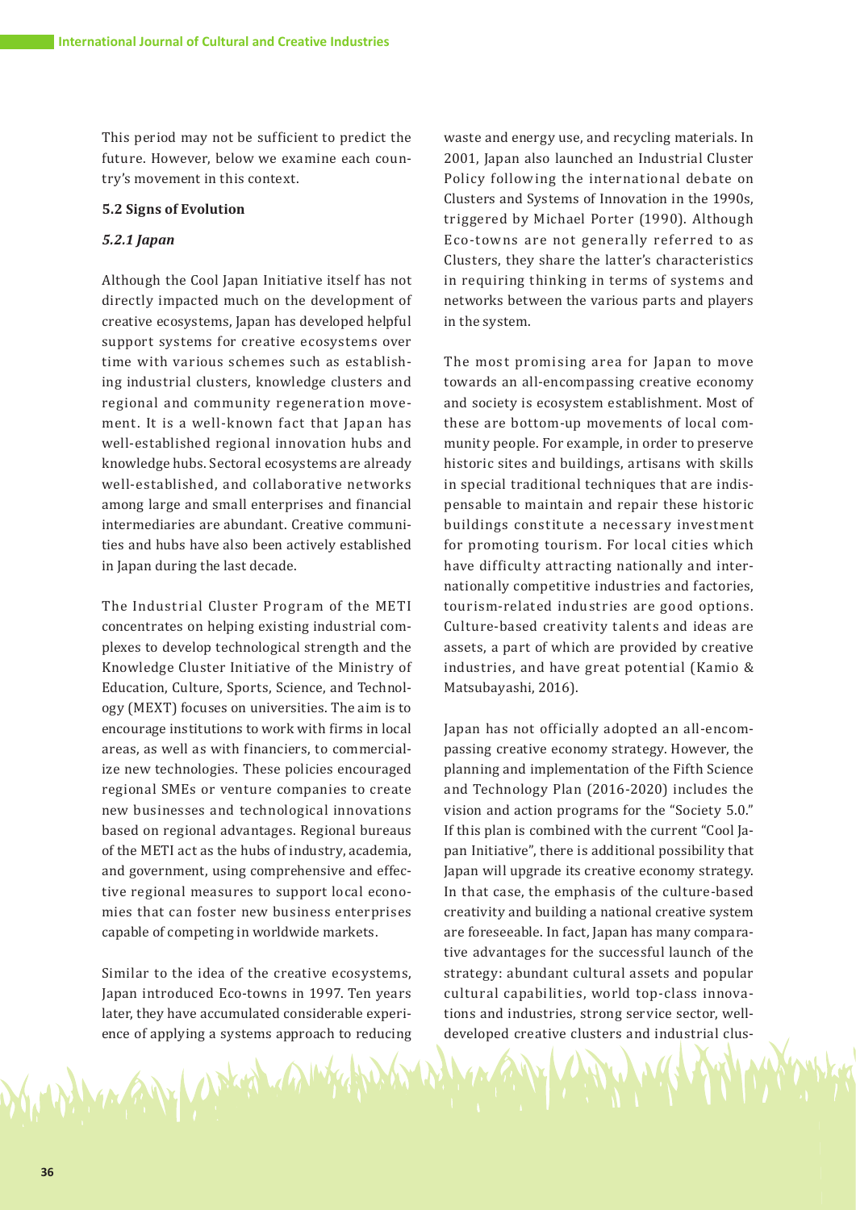This period may not be sufficient to predict the future. However, below we examine each country's movement in this context.

### 5.2 Signs of Evolution

#### *5.2.1 Japan*

Although the Cool Japan Initiative itself has not directly impacted much on the development of creative ecosystems, Japan has developed helpful support systems for creative ecosystems over time with various schemes such as establishing industrial clusters, knowledge clusters and regional and community regeneration movement. It is a well-known fact that Japan has well-established regional innovation hubs and knowledge hubs. Sectoral ecosystems are already well-established, and collaborative networks among large and small enterprises and financial intermediaries are abundant. Creative communities and hubs have also been actively established in Japan during the last decade.

The Industrial Cluster Program of the METI concentrates on helping existing industrial complexes to develop technological strength and the Knowledge Cluster Initiative of the Ministry of Education, Culture, Sports, Science, and Technology (MEXT) focuses on universities. The aim is to encourage institutions to work with firms in local areas, as well as with financiers, to commercialize new technologies. These policies encouraged regional SMEs or venture companies to create new businesses and technological innovations based on regional advantages. Regional bureaus of the METI act as the hubs of industry, academia, and government, using comprehensive and effective regional measures to support local economies that can foster new business enterprises capable of competing in worldwide markets.

Similar to the idea of the creative ecosystems, Japan introduced Eco-towns in 1997. Ten years later, they have accumulated considerable experience of applying a systems approach to reducing waste and energy use, and recycling materials. In 2001, Japan also launched an Industrial Cluster Policy following the international debate on Clusters and Systems of Innovation in the 1990s, triggered by Michael Porter (1990). Although Eco-towns are not generally referred to as Clusters, they share the latter's characteristics in requiring thinking in terms of systems and networks between the various parts and players in the system.

The most promising area for Japan to move towards an all-encompassing creative economy and society is ecosystem establishment. Most of these are bottom-up movements of local community people. For example, in order to preserve historic sites and buildings, artisans with skills in special traditional techniques that are indispensable to maintain and repair these historic buildings constitute a necessary investment for promoting tourism. For local cities which have difficulty attracting nationally and internationally competitive industries and factories, tourism-related industries are good options. Culture-based creativity talents and ideas are assets, a part of which are provided by creative industries, and have great potential (Kamio & Matsubayashi, 2016).

Japan has not officially adopted an all-encompassing creative economy strategy. However, the planning and implementation of the Fifth Science and Technology Plan (2016-2020) includes the vision and action programs for the "Society 5.0." If this plan is combined with the current "Cool Japan Initiative", there is additional possibility that Japan will upgrade its creative economy strategy. In that case, the emphasis of the culture-based creativity and building a national creative system are foreseeable. In fact, Japan has many comparative advantages for the successful launch of the strategy: abundant cultural assets and popular cultural capabilities, world top-class innovations and industries, strong service sector, well-developed creative clusters and industrial clus-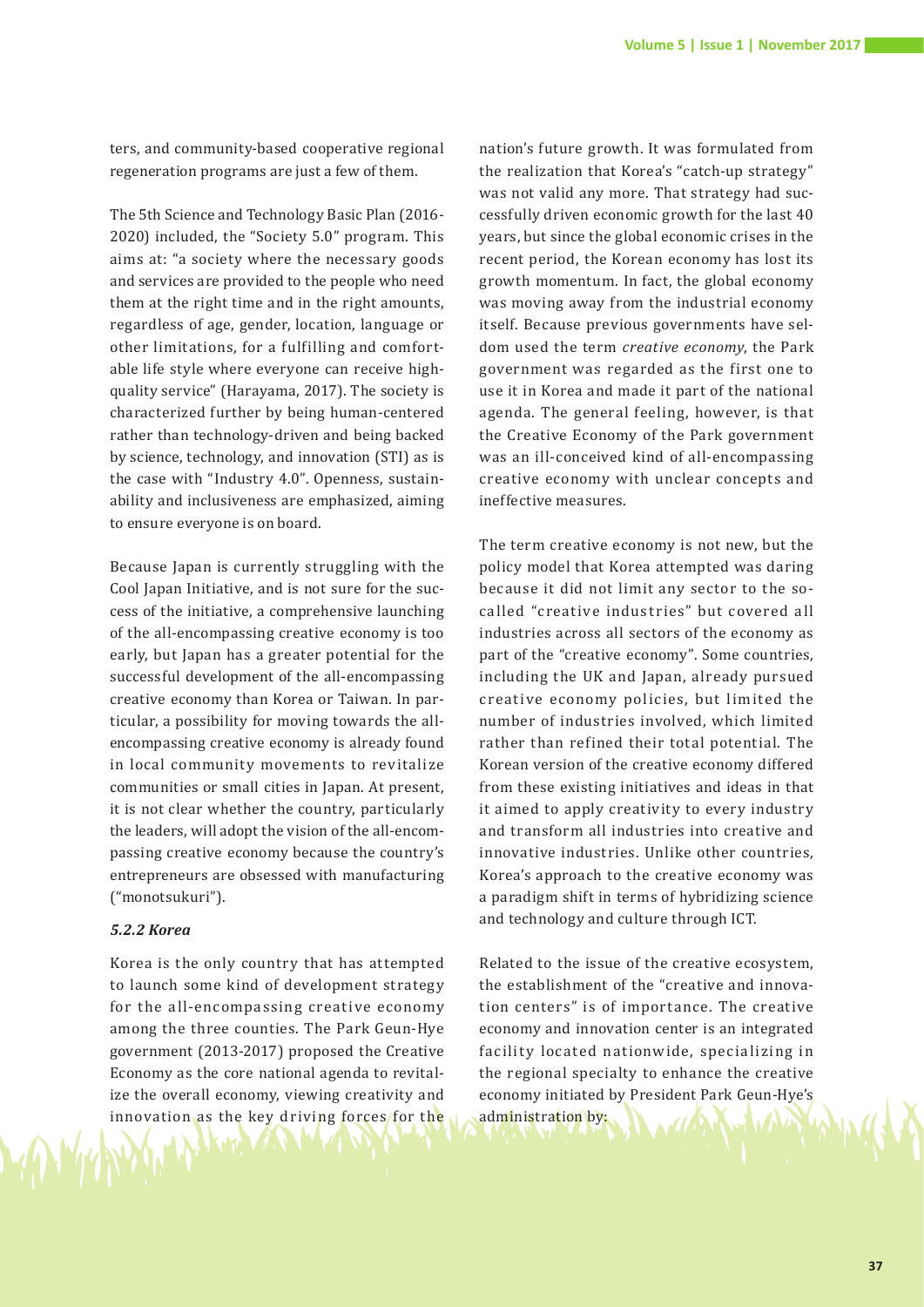ters, and community-based cooperative regional regeneration programs are just a few of them.

The 5th Science and Technology Basic Plan (2016-2020) included, the "Society 5.0" program. This aims at: "a society where the necessary goods and services are provided to the people who need them at the right time and in the right amounts, regardless of age, gender, location, language or other limitations, for a fulfilling and comfortable life style where everyone can receive high-quality service" (Harayama, 2017). The society is characterized further by being human-centered rather than technology-driven and being backed by science, technology, and innovation (STI) as is the case with "Industry 4.0". Openness, sustainability and inclusiveness are emphasized, aiming to ensure everyone is on board.

Because Japan is currently struggling with the Cool Japan Initiative, and is not sure for the success of the initiative, a comprehensive launching of the all-encompassing creative economy is too early, but Japan has a greater potential for the successful development of the all-encompassing creative economy than Korea or Taiwan. In particular, a possibility for moving towards the all-encompassing creative economy is already found in local community movements to revitalize communities or small cities in Japan. At present, it is not clear whether the country, particularly the leaders, will adopt the vision of the all-encompassing creative economy because the country's entrepreneurs are obsessed with manufacturing ("monotsukuri").

#### *5.2.2 Korea*

Korea is the only country that has attempted to launch some kind of development strategy for the all-encompassing creative economy among the three counties. The Park Geun-Hye government (2013-2017) proposed the Creative Economy as the core national agenda to revitalize the overall economy, viewing creativity and innovation as the key driving forces for the nation's future growth. It was formulated from the realization that Korea's "catch-up strategy" was not valid any more. That strategy had successfully driven economic growth for the last 40 years, but since the global economic crises in the recent period, the Korean economy has lost its growth momentum. In fact, the global economy was moving away from the industrial economy itself. Because previous governments have seldom used the term *creative economy*, the Park government was regarded as the first one to use it in Korea and made it part of the national agenda. The general feeling, however, is that the Creative Economy of the Park government was an ill-conceived kind of all-encompassing creative economy with unclear concepts and ineffective measures.

The term creative economy is not new, but the policy model that Korea attempted was daring because it did not limit any sector to the so-called "creative industries" but covered all industries across all sectors of the economy as part of the "creative economy". Some countries, including the UK and Japan, already pursued creative economy policies, but limited the number of industries involved, which limited rather than refined their total potential. The Korean version of the creative economy differed from these existing initiatives and ideas in that it aimed to apply creativity to every industry and transform all industries into creative and innovative industries. Unlike other countries, Korea's approach to the creative economy was a paradigm shift in terms of hybridizing science and technology and culture through ICT.

Related to the issue of the creative ecosystem, the establishment of the "creative and innovation centers" is of importance. The creative economy and innovation center is an integrated facility located nationwide, specializing in the regional specialty to enhance the creative economy initiated by President Park Geun-Hye's administration by: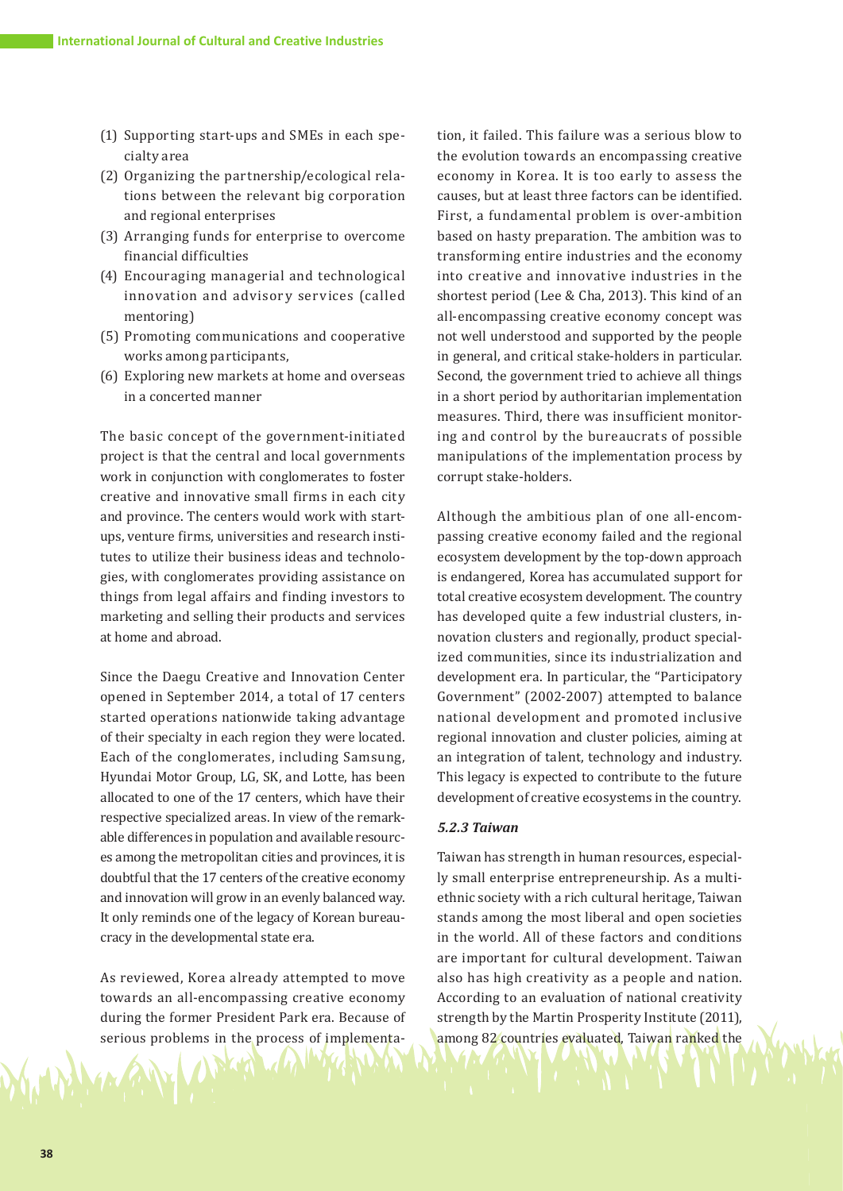(1) Supporting start-ups and SMEs in each specialty area
(2) Organizing the partnership/ecological relations between the relevant big corporation and regional enterprises
(3) Arranging funds for enterprise to overcome financial difficulties
(4) Encouraging managerial and technological innovation and advisory services (called mentoring)
(5) Promoting communications and cooperative works among participants,
(6) Exploring new markets at home and overseas in a concerted manner

The basic concept of the government-initiated project is that the central and local governments work in conjunction with conglomerates to foster creative and innovative small firms in each city and province. The centers would work with startups, venture firms, universities and research institutes to utilize their business ideas and technologies, with conglomerates providing assistance on things from legal affairs and finding investors to marketing and selling their products and services at home and abroad.

Since the Daegu Creative and Innovation Center opened in September 2014, a total of 17 centers started operations nationwide taking advantage of their specialty in each region they were located. Each of the conglomerates, including Samsung, Hyundai Motor Group, LG, SK, and Lotte, has been allocated to one of the 17 centers, which have their respective specialized areas. In view of the remarkable differences in population and available resources among the metropolitan cities and provinces, it is doubtful that the 17 centers of the creative economy and innovation will grow in an evenly balanced way. It only reminds one of the legacy of Korean bureaucracy in the developmental state era.

As reviewed, Korea already attempted to move towards an all-encompassing creative economy during the former President Park era. Because of serious problems in the process of implementation, it failed. This failure was a serious blow to the evolution towards an encompassing creative economy in Korea. It is too early to assess the causes, but at least three factors can be identified. First, a fundamental problem is over-ambition based on hasty preparation. The ambition was to transforming entire industries and the economy into creative and innovative industries in the shortest period (Lee & Cha, 2013). This kind of an all-encompassing creative economy concept was not well understood and supported by the people in general, and critical stake-holders in particular. Second, the government tried to achieve all things in a short period by authoritarian implementation measures. Third, there was insufficient monitoring and control by the bureaucrats of possible manipulations of the implementation process by corrupt stake-holders.

Although the ambitious plan of one all-encompassing creative economy failed and the regional ecosystem development by the top-down approach is endangered, Korea has accumulated support for total creative ecosystem development. The country has developed quite a few industrial clusters, innovation clusters and regionally, product specialized communities, since its industrialization and development era. In particular, the "Participatory Government" (2002-2007) attempted to balance national development and promoted inclusive regional innovation and cluster policies, aiming at an integration of talent, technology and industry. This legacy is expected to contribute to the future development of creative ecosystems in the country.

### *5.2.3 Taiwan*

Taiwan has strength in human resources, especially small enterprise entrepreneurship. As a multiethnic society with a rich cultural heritage, Taiwan stands among the most liberal and open societies in the world. All of these factors and conditions are important for cultural development. Taiwan also has high creativity as a people and nation. According to an evaluation of national creativity strength by the Martin Prosperity Institute (2011), among 82 countries evaluated, Taiwan ranked the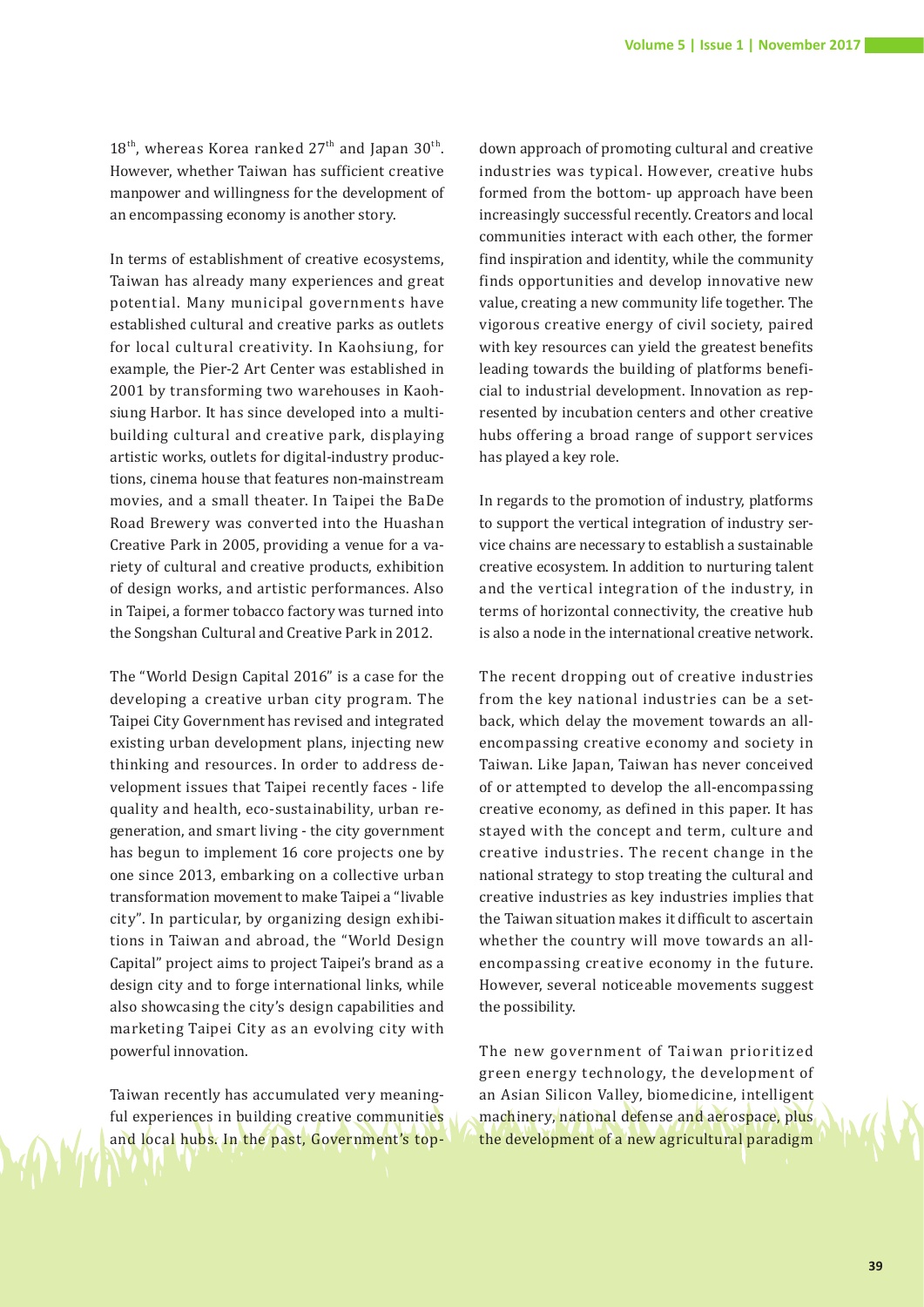18th, whereas Korea ranked 27th and Japan 30th. However, whether Taiwan has sufficient creative manpower and willingness for the development of an encompassing economy is another story.

In terms of establishment of creative ecosystems, Taiwan has already many experiences and great potential. Many municipal governments have established cultural and creative parks as outlets for local cultural creativity. In Kaohsiung, for example, the Pier-2 Art Center was established in 2001 by transforming two warehouses in Kaohsiung Harbor. It has since developed into a multi-building cultural and creative park, displaying artistic works, outlets for digital-industry productions, cinema house that features non-mainstream movies, and a small theater. In Taipei the BaDe Road Brewery was converted into the Huashan Creative Park in 2005, providing a venue for a variety of cultural and creative products, exhibition of design works, and artistic performances. Also in Taipei, a former tobacco factory was turned into the Songshan Cultural and Creative Park in 2012.

The "World Design Capital 2016" is a case for the developing a creative urban city program. The Taipei City Government has revised and integrated existing urban development plans, injecting new thinking and resources. In order to address development issues that Taipei recently faces - life quality and health, eco-sustainability, urban regeneration, and smart living - the city government has begun to implement 16 core projects one by one since 2013, embarking on a collective urban transformation movement to make Taipei a "livable city". In particular, by organizing design exhibitions in Taiwan and abroad, the "World Design Capital" project aims to project Taipei's brand as a design city and to forge international links, while also showcasing the city's design capabilities and marketing Taipei City as an evolving city with powerful innovation.

Taiwan recently has accumulated very meaningful experiences in building creative communities and local hubs. In the past, Government's top-down approach of promoting cultural and creative industries was typical. However, creative hubs formed from the bottom- up approach have been increasingly successful recently. Creators and local communities interact with each other, the former find inspiration and identity, while the community finds opportunities and develop innovative new value, creating a new community life together. The vigorous creative energy of civil society, paired with key resources can yield the greatest benefits leading towards the building of platforms beneficial to industrial development. Innovation as represented by incubation centers and other creative hubs offering a broad range of support services has played a key role.

In regards to the promotion of industry, platforms to support the vertical integration of industry service chains are necessary to establish a sustainable creative ecosystem. In addition to nurturing talent and the vertical integration of the industry, in terms of horizontal connectivity, the creative hub is also a node in the international creative network.

The recent dropping out of creative industries from the key national industries can be a setback, which delay the movement towards an all-encompassing creative economy and society in Taiwan. Like Japan, Taiwan has never conceived of or attempted to develop the all-encompassing creative economy, as defined in this paper. It has stayed with the concept and term, culture and creative industries. The recent change in the national strategy to stop treating the cultural and creative industries as key industries implies that the Taiwan situation makes it difficult to ascertain whether the country will move towards an all-encompassing creative economy in the future. However, several noticeable movements suggest the possibility.

The new government of Taiwan prioritized green energy technology, the development of an Asian Silicon Valley, biomedicine, intelligent machinery, national defense and aerospace, plus the development of a new agricultural paradigm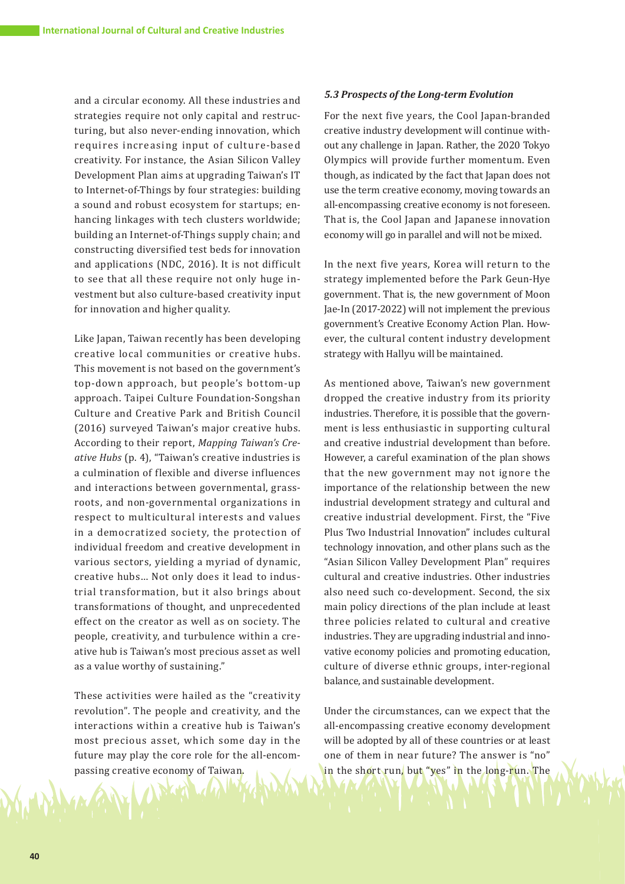and a circular economy. All these industries and strategies require not only capital and restructuring, but also never-ending innovation, which requires increasing input of culture-based creativity. For instance, the Asian Silicon Valley Development Plan aims at upgrading Taiwan's IT to Internet-of-Things by four strategies: building a sound and robust ecosystem for startups; enhancing linkages with tech clusters worldwide; building an Internet-of-Things supply chain; and constructing diversified test beds for innovation and applications (NDC, 2016). It is not difficult to see that all these require not only huge investment but also culture-based creativity input for innovation and higher quality.

Like Japan, Taiwan recently has been developing creative local communities or creative hubs. This movement is not based on the government's top-down approach, but people's bottom-up approach. Taipei Culture Foundation-Songshan Culture and Creative Park and British Council (2016) surveyed Taiwan's major creative hubs. According to their report, *Mapping Taiwan's Creative Hubs* (p. 4), "Taiwan's creative industries is a culmination of flexible and diverse influences and interactions between governmental, grassroots, and non-governmental organizations in respect to multicultural interests and values in a democratized society, the protection of individual freedom and creative development in various sectors, yielding a myriad of dynamic, creative hubs… Not only does it lead to industrial transformation, but it also brings about transformations of thought, and unprecedented effect on the creator as well as on society. The people, creativity, and turbulence within a creative hub is Taiwan's most precious asset as well as a value worthy of sustaining."

These activities were hailed as the "creativity revolution". The people and creativity, and the interactions within a creative hub is Taiwan's most precious asset, which some day in the future may play the core role for the all-encompassing creative economy of Taiwan.

### *5.3 Prospects of the Long-term Evolution*

For the next five years, the Cool Japan-branded creative industry development will continue without any challenge in Japan. Rather, the 2020 Tokyo Olympics will provide further momentum. Even though, as indicated by the fact that Japan does not use the term creative economy, moving towards an all-encompassing creative economy is not foreseen. That is, the Cool Japan and Japanese innovation economy will go in parallel and will not be mixed.

In the next five years, Korea will return to the strategy implemented before the Park Geun-Hye government. That is, the new government of Moon Jae-In (2017-2022) will not implement the previous government's Creative Economy Action Plan. However, the cultural content industry development strategy with Hallyu will be maintained.

As mentioned above, Taiwan's new government dropped the creative industry from its priority industries. Therefore, it is possible that the government is less enthusiastic in supporting cultural and creative industrial development than before. However, a careful examination of the plan shows that the new government may not ignore the importance of the relationship between the new industrial development strategy and cultural and creative industrial development. First, the "Five Plus Two Industrial Innovation" includes cultural technology innovation, and other plans such as the "Asian Silicon Valley Development Plan" requires cultural and creative industries. Other industries also need such co-development. Second, the six main policy directions of the plan include at least three policies related to cultural and creative industries. They are upgrading industrial and innovative economy policies and promoting education, culture of diverse ethnic groups, inter-regional balance, and sustainable development.

Under the circumstances, can we expect that the all-encompassing creative economy development will be adopted by all of these countries or at least one of them in near future? The answer is "no" in the short run, but "yes" in the long-run. The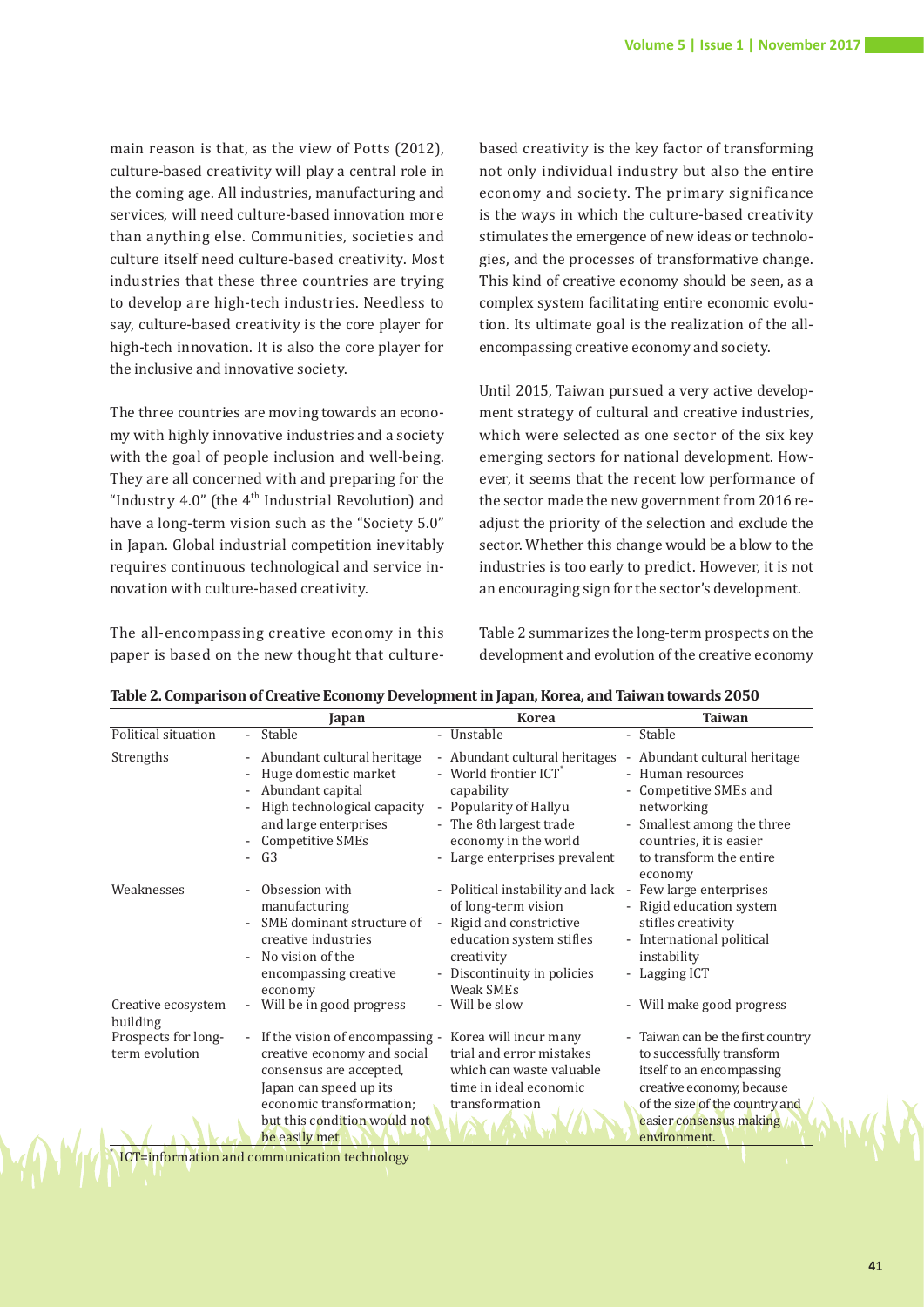main reason is that, as the view of Potts (2012), culture-based creativity will play a central role in the coming age. All industries, manufacturing and services, will need culture-based innovation more than anything else. Communities, societies and culture itself need culture-based creativity. Most industries that these three countries are trying to develop are high-tech industries. Needless to say, culture-based creativity is the core player for high-tech innovation. It is also the core player for the inclusive and innovative society.

The three countries are moving towards an economy with highly innovative industries and a society with the goal of people inclusion and well-being. They are all concerned with and preparing for the "Industry 4.0" (the 4th Industrial Revolution) and have a long-term vision such as the "Society 5.0" in Japan. Global industrial competition inevitably requires continuous technological and service innovation with culture-based creativity.

The all-encompassing creative economy in this paper is based on the new thought that culture-based creativity is the key factor of transforming not only individual industry but also the entire economy and society. The primary significance is the ways in which the culture-based creativity stimulates the emergence of new ideas or technologies, and the processes of transformative change. This kind of creative economy should be seen, as a complex system facilitating entire economic evolution. Its ultimate goal is the realization of the all-encompassing creative economy and society.

Until 2015, Taiwan pursued a very active development strategy of cultural and creative industries, which were selected as one sector of the six key emerging sectors for national development. However, it seems that the recent low performance of the sector made the new government from 2016 re-adjust the priority of the selection and exclude the sector. Whether this change would be a blow to the industries is too early to predict. However, it is not an encouraging sign for the sector's development.

Table 2 summarizes the long-term prospects on the development and evolution of the creative economy

**Table 2. Comparison of Creative Economy Development in Japan, Korea, and Taiwan towards 2050**

| | Japan | Korea | Taiwan |
|---|---|---|---|
| Political situation | - Stable | - Unstable | - Stable |
| Strengths | - Abundant cultural heritage<br>- Huge domestic market<br>- Abundant capital<br>- High technological capacity and large enterprises<br>- Competitive SMEs<br>- G3 | - Abundant cultural heritages<br>- World frontier ICT* capability<br>- Popularity of Hallyu<br>- The 8th largest trade economy in the world<br>- Large enterprises prevalent | - Abundant cultural heritage<br>- Human resources<br>- Competitive SMEs and networking<br>- Smallest among the three countries, it is easier to transform the entire economy |
| Weaknesses | - Obsession with manufacturing<br>- SME dominant structure of creative industries<br>- No vision of the encompassing creative economy | - Political instability and lack of long-term vision<br>- Rigid and constrictive education system stifles creativity<br>- Discontinuity in policies<br>Weak SMEs | - Few large enterprises<br>- Rigid education system stifles creativity<br>- International political instability<br>- Lagging ICT |
| Creative ecosystem building | - Will be in good progress | - Will be slow | - Will make good progress |
| Prospects for long-term evolution | - If the vision of encompassing creative economy and social consensus are accepted, Japan can speed up its economic transformation; but this condition would not be easily met | - Korea will incur many trial and error mistakes which can waste valuable time in ideal economic transformation | - Taiwan can be the first country to successfully transform itself to an encompassing creative economy, because of the size of the country and easier consensus making environment. |

* ICT=information and communication technology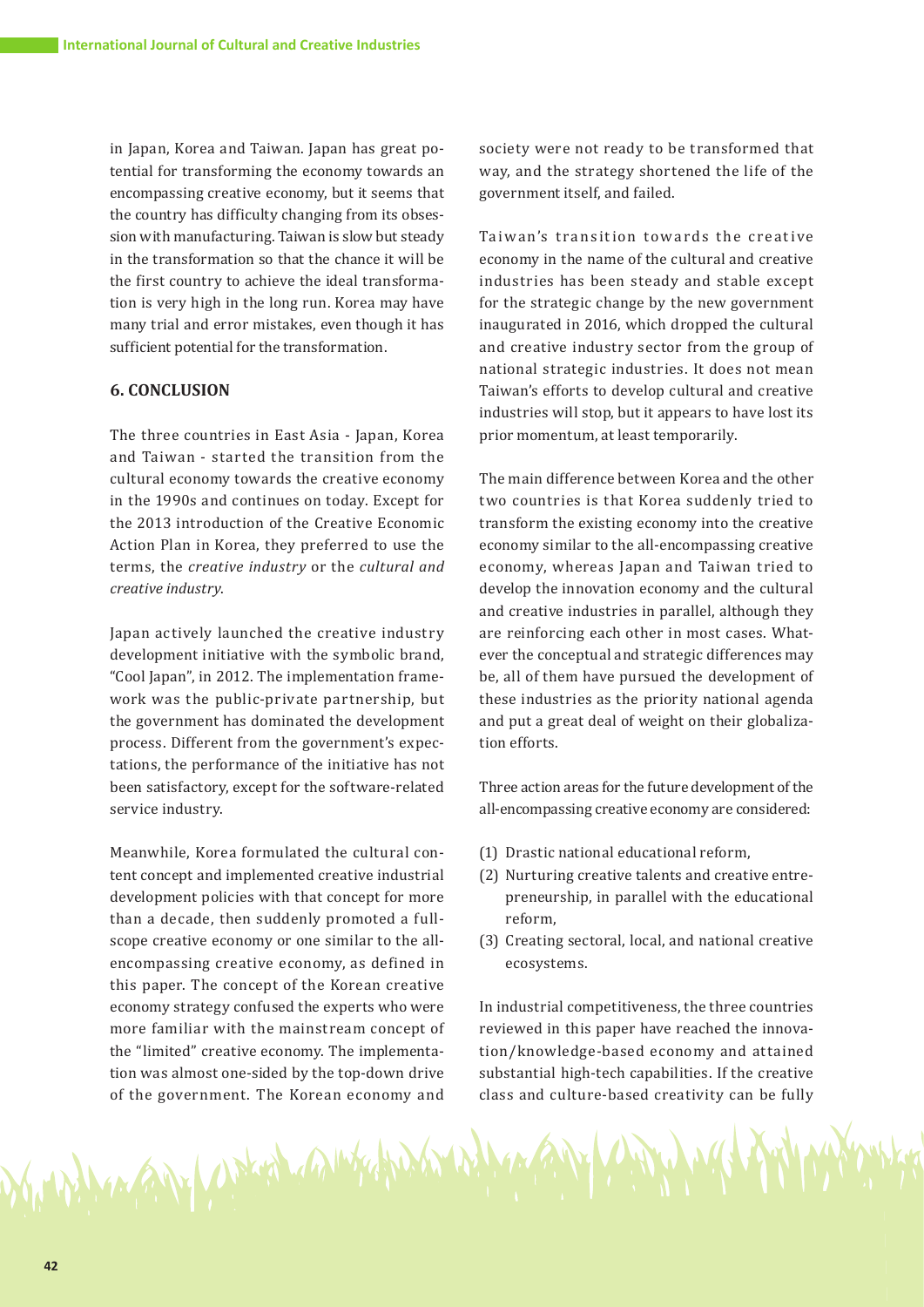in Japan, Korea and Taiwan. Japan has great potential for transforming the economy towards an encompassing creative economy, but it seems that the country has difficulty changing from its obsession with manufacturing. Taiwan is slow but steady in the transformation so that the chance it will be the first country to achieve the ideal transformation is very high in the long run. Korea may have many trial and error mistakes, even though it has sufficient potential for the transformation.

## 6. CONCLUSION

The three countries in East Asia - Japan, Korea and Taiwan - started the transition from the cultural economy towards the creative economy in the 1990s and continues on today. Except for the 2013 introduction of the Creative Economic Action Plan in Korea, they preferred to use the terms, the *creative industry* or the *cultural and creative industry*.

Japan actively launched the creative industry development initiative with the symbolic brand, "Cool Japan", in 2012. The implementation framework was the public-private partnership, but the government has dominated the development process. Different from the government's expectations, the performance of the initiative has not been satisfactory, except for the software-related service industry.

Meanwhile, Korea formulated the cultural content concept and implemented creative industrial development policies with that concept for more than a decade, then suddenly promoted a full-scope creative economy or one similar to the all-encompassing creative economy, as defined in this paper. The concept of the Korean creative economy strategy confused the experts who were more familiar with the mainstream concept of the "limited" creative economy. The implementation was almost one-sided by the top-down drive of the government. The Korean economy and society were not ready to be transformed that way, and the strategy shortened the life of the government itself, and failed.

Taiwan's transition towards the creative economy in the name of the cultural and creative industries has been steady and stable except for the strategic change by the new government inaugurated in 2016, which dropped the cultural and creative industry sector from the group of national strategic industries. It does not mean Taiwan's efforts to develop cultural and creative industries will stop, but it appears to have lost its prior momentum, at least temporarily.

The main difference between Korea and the other two countries is that Korea suddenly tried to transform the existing economy into the creative economy similar to the all-encompassing creative economy, whereas Japan and Taiwan tried to develop the innovation economy and the cultural and creative industries in parallel, although they are reinforcing each other in most cases. Whatever the conceptual and strategic differences may be, all of them have pursued the development of these industries as the priority national agenda and put a great deal of weight on their globalization efforts.

Three action areas for the future development of the all-encompassing creative economy are considered:

(1) Drastic national educational reform,
(2) Nurturing creative talents and creative entrepreneurship, in parallel with the educational reform,
(3) Creating sectoral, local, and national creative ecosystems.

In industrial competitiveness, the three countries reviewed in this paper have reached the innovation/knowledge-based economy and attained substantial high-tech capabilities. If the creative class and culture-based creativity can be fully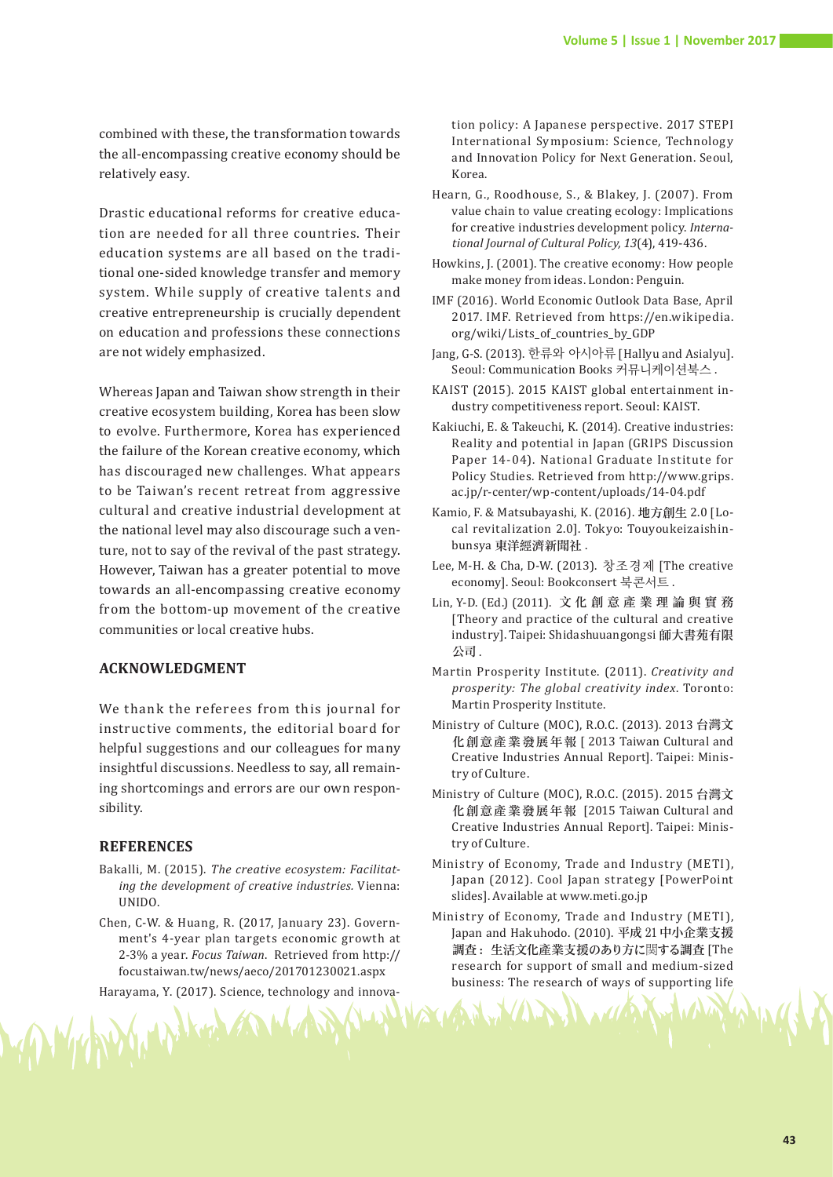combined with these, the transformation towards the all-encompassing creative economy should be relatively easy.

Drastic educational reforms for creative education are needed for all three countries. Their education systems are all based on the traditional one-sided knowledge transfer and memory system. While supply of creative talents and creative entrepreneurship is crucially dependent on education and professions these connections are not widely emphasized.

Whereas Japan and Taiwan show strength in their creative ecosystem building, Korea has been slow to evolve. Furthermore, Korea has experienced the failure of the Korean creative economy, which has discouraged new challenges. What appears to be Taiwan's recent retreat from aggressive cultural and creative industrial development at the national level may also discourage such a venture, not to say of the revival of the past strategy. However, Taiwan has a greater potential to move towards an all-encompassing creative economy from the bottom-up movement of the creative communities or local creative hubs.

## ACKNOWLEDGMENT

We thank the referees from this journal for instructive comments, the editorial board for helpful suggestions and our colleagues for many insightful discussions. Needless to say, all remaining shortcomings and errors are our own responsibility.

## REFERENCES

Bakalli, M. (2015). *The creative ecosystem: Facilitating the development of creative industries.* Vienna: UNIDO.

Chen, C-W. & Huang, R. (2017, January 23). Government's 4-year plan targets economic growth at 2-3% a year. *Focus Taiwan*. Retrieved from http://focustaiwan.tw/news/aeco/201701230021.aspx

Harayama, Y. (2017). Science, technology and innovation policy: A Japanese perspective. 2017 STEPI International Symposium: Science, Technology and Innovation Policy for Next Generation. Seoul, Korea.

Hearn, G., Roodhouse, S., & Blakey, J. (2007). From value chain to value creating ecology: Implications for creative industries development policy. *International Journal of Cultural Policy, 13*(4), 419-436.

Howkins, J. (2001). The creative economy: How people make money from ideas. London: Penguin.

IMF (2016). World Economic Outlook Data Base, April 2017. IMF. Retrieved from https://en.wikipedia.org/wiki/Lists_of_countries_by_GDP

Jang, G-S. (2013). 한류와 아시아류 [Hallyu and Asialyu]. Seoul: Communication Books 커뮤니케이션북스 .

KAIST (2015). 2015 KAIST global entertainment industry competitiveness report. Seoul: KAIST.

Kakiuchi, E. & Takeuchi, K. (2014). Creative industries: Reality and potential in Japan (GRIPS Discussion Paper 14-04). National Graduate Institute for Policy Studies. Retrieved from http://www.grips.ac.jp/r-center/wp-content/uploads/14-04.pdf

Kamio, F. & Matsubayashi, K. (2016). 地方創生 2.0 [Local revitalization 2.0]. Tokyo: Touyoukeizaishinbunsya 東洋經濟新聞社 .

Lee, M-H. & Cha, D-W. (2013). 창조경제 [The creative economy]. Seoul: Bookconsert 북콘서트 .

Lin, Y-D. (Ed.) (2011). 文化創意產業理論與實務 [Theory and practice of the cultural and creative industry]. Taipei: Shidashuuangongsi 師大書苑有限公司 .

Martin Prosperity Institute. (2011). *Creativity and prosperity: The global creativity index*. Toronto: Martin Prosperity Institute.

Ministry of Culture (MOC), R.O.C. (2013). 2013 台灣文化創意產業發展年報 [ 2013 Taiwan Cultural and Creative Industries Annual Report]. Taipei: Ministry of Culture.

Ministry of Culture (MOC), R.O.C. (2015). 2015 台灣文化創意產業發展年報 [2015 Taiwan Cultural and Creative Industries Annual Report]. Taipei: Ministry of Culture.

Ministry of Economy, Trade and Industry (METI), Japan (2012). Cool Japan strategy [PowerPoint slides]. Available at www.meti.go.jp

Ministry of Economy, Trade and Industry (METI), Japan and Hakuhodo. (2010). 平成 21 中小企業支援調査：生活文化産業支援のあり方に関する調査 [The research for support of small and medium-sized business: The research of ways of supporting life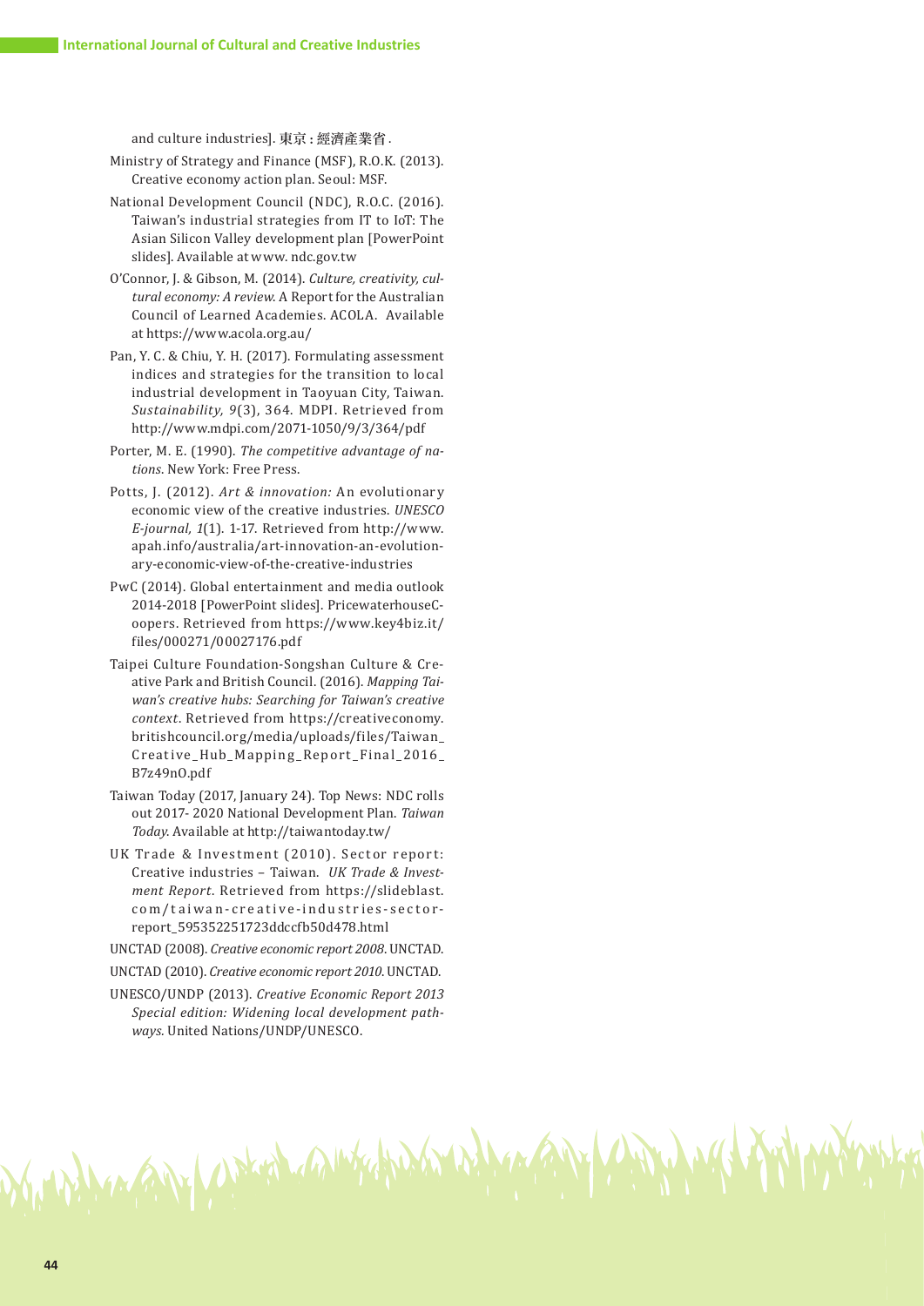and culture industries]. 東京 : 經濟產業省 .

Ministry of Strategy and Finance (MSF), R.O.K. (2013). Creative economy action plan. Seoul: MSF.

National Development Council (NDC), R.O.C. (2016). Taiwan's industrial strategies from IT to IoT: The Asian Silicon Valley development plan [PowerPoint slides]. Available at www. ndc.gov.tw

O'Connor, J. & Gibson, M. (2014). *Culture, creativity, cultural economy: A review*. A Report for the Australian Council of Learned Academies. ACOLA. Available at https://www.acola.org.au/

Pan, Y. C. & Chiu, Y. H. (2017). Formulating assessment indices and strategies for the transition to local industrial development in Taoyuan City, Taiwan. *Sustainability, 9*(3), 364. MDPI. Retrieved from http://www.mdpi.com/2071-1050/9/3/364/pdf

Porter, M. E. (1990). *The competitive advantage of nations*. New York: Free Press.

Potts, J. (2012). *Art & innovation:* An evolutionary economic view of the creative industries. *UNESCO E-journal, 1*(1). 1-17. Retrieved from http://www.apah.info/australia/art-innovation-an-evolutionary-economic-view-of-the-creative-industries

PwC (2014). Global entertainment and media outlook 2014-2018 [PowerPoint slides]. PricewaterhouseCoopers. Retrieved from https://www.key4biz.it/files/000271/00027176.pdf

Taipei Culture Foundation-Songshan Culture & Creative Park and British Council. (2016). *Mapping Taiwan's creative hubs: Searching for Taiwan's creative context*. Retrieved from https://creativeconomy.britishcouncil.org/media/uploads/files/Taiwan_Creative_Hub_Mapping_Report_Final_2016_B7z49nO.pdf

Taiwan Today (2017, January 24). Top News: NDC rolls out 2017- 2020 National Development Plan. *Taiwan Today*. Available at http://taiwantoday.tw/

UK Trade & Investment (2010). Sector report: Creative industries – Taiwan. *UK Trade & Investment Report*. Retrieved from https://slideblast.com/taiwan-creative-industries-sector-report_595352251723ddccfb50d478.html

UNCTAD (2008). *Creative economic report 2008*. UNCTAD.

UNCTAD (2010). *Creative economic report 2010*. UNCTAD.

UNESCO/UNDP (2013). *Creative Economic Report 2013 Special edition: Widening local development pathways*. United Nations/UNDP/UNESCO.